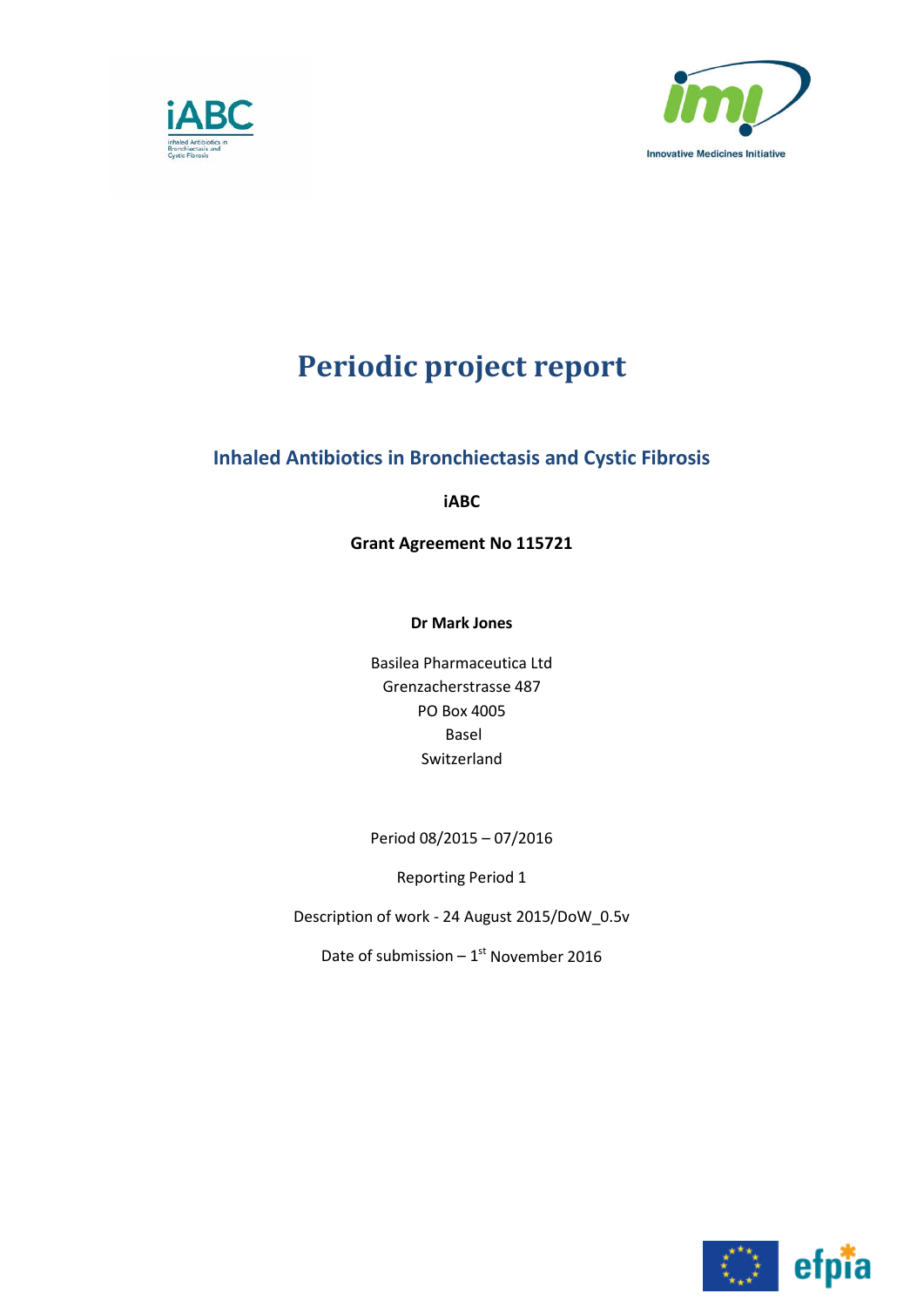# Periodic project report

## Inhaled Antibiotics in Bronchiectasis and Cystic Fibrosis

**iABC**

**Grant Agreement No 115721**

**Dr Mark Jones**

Basilea Pharmaceutica Ltd
Grenzacherstrasse 487
PO Box 4005
Basel
Switzerland

Period 08/2015 – 07/2016

Reporting Period 1

Description of work - 24 August 2015/DoW_0.5v

Date of submission – 1st November 2016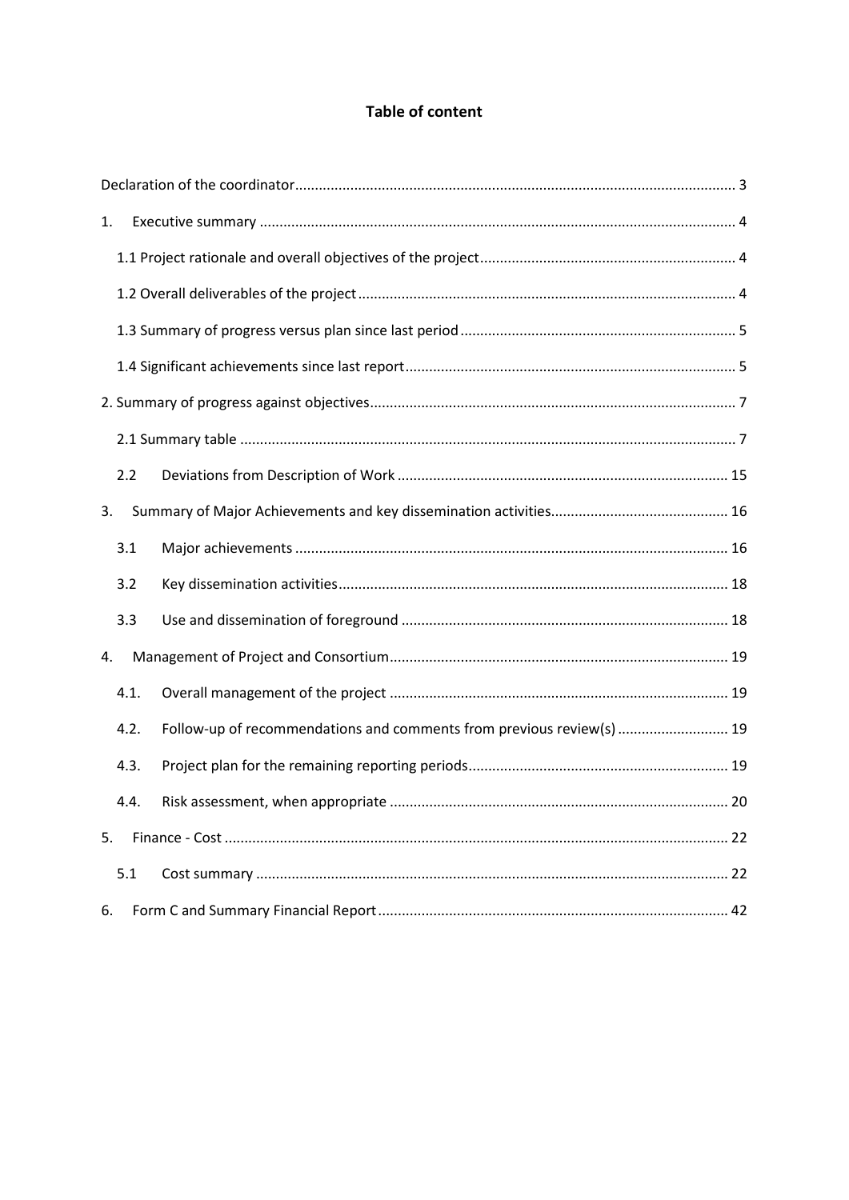# Table of content

Declaration of the coordinator .......... 3

1. Executive summary .......... 4

   1.1 Project rationale and overall objectives of the project .......... 4

   1.2 Overall deliverables of the project .......... 4

   1.3 Summary of progress versus plan since last period .......... 5

   1.4 Significant achievements since last report .......... 5

2. Summary of progress against objectives .......... 7

   2.1 Summary table .......... 7

   2.2 Deviations from Description of Work .......... 15

3. Summary of Major Achievements and key dissemination activities .......... 16

   3.1 Major achievements .......... 16

   3.2 Key dissemination activities .......... 18

   3.3 Use and dissemination of foreground .......... 18

4. Management of Project and Consortium .......... 19

   4.1. Overall management of the project .......... 19

   4.2. Follow-up of recommendations and comments from previous review(s) .......... 19

   4.3. Project plan for the remaining reporting periods .......... 19

   4.4. Risk assessment, when appropriate .......... 20

5. Finance - Cost .......... 22

   5.1 Cost summary .......... 22

6. Form C and Summary Financial Report .......... 42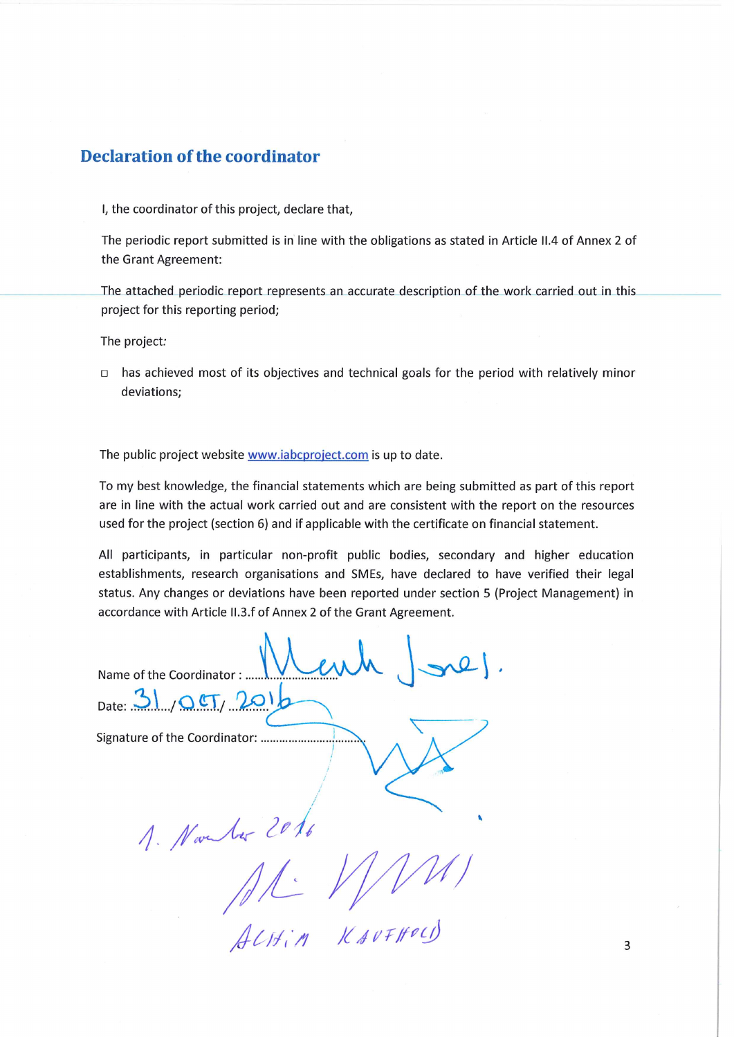## Declaration of the coordinator

I, the coordinator of this project, declare that,

The periodic report submitted is in line with the obligations as stated in Article II.4 of Annex 2 of the Grant Agreement:

The attached periodic report represents an accurate description of the work carried out in this project for this reporting period;

The project:

- ☐ has achieved most of its objectives and technical goals for the period with relatively minor deviations;

The public project website www.iabcproject.com is up to date.

To my best knowledge, the financial statements which are being submitted as part of this report are in line with the actual work carried out and are consistent with the report on the resources used for the project (section 6) and if applicable with the certificate on financial statement.

All participants, in particular non-profit public bodies, secondary and higher education establishments, research organisations and SMEs, have declared to have verified their legal status. Any changes or deviations have been reported under section 5 (Project Management) in accordance with Article II.3.f of Annex 2 of the Grant Agreement.

Name of the Coordinator : Mark Jones.

Date: 31/OCT/2016

Signature of the Coordinator: ..............................

1. November 2016

ACHIM KAUFHOLD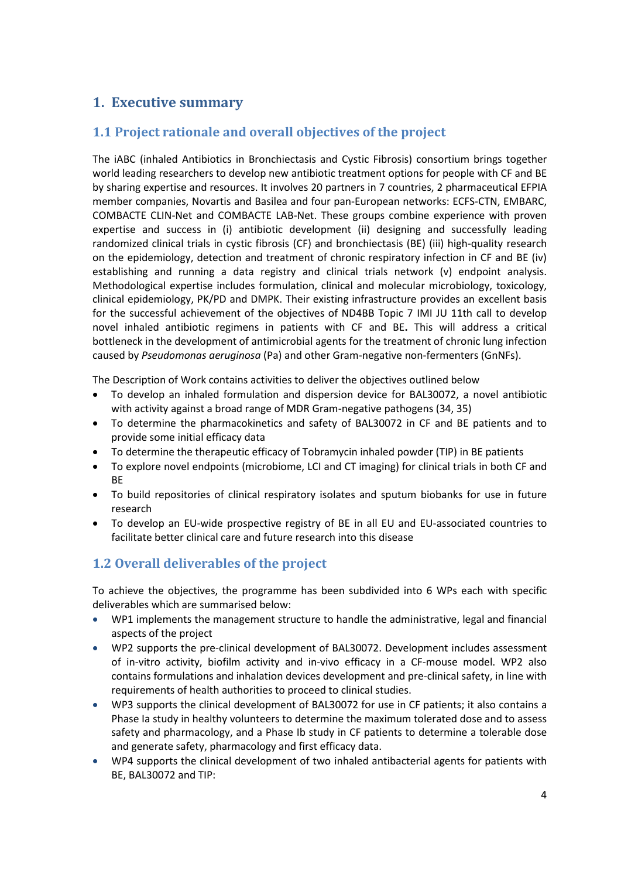# 1. Executive summary

## 1.1 Project rationale and overall objectives of the project

The iABC (inhaled Antibiotics in Bronchiectasis and Cystic Fibrosis) consortium brings together world leading researchers to develop new antibiotic treatment options for people with CF and BE by sharing expertise and resources. It involves 20 partners in 7 countries, 2 pharmaceutical EFPIA member companies, Novartis and Basilea and four pan-European networks: ECFS-CTN, EMBARC, COMBACTE CLIN-Net and COMBACTE LAB-Net. These groups combine experience with proven expertise and success in (i) antibiotic development (ii) designing and successfully leading randomized clinical trials in cystic fibrosis (CF) and bronchiectasis (BE) (iii) high-quality research on the epidemiology, detection and treatment of chronic respiratory infection in CF and BE (iv) establishing and running a data registry and clinical trials network (v) endpoint analysis. Methodological expertise includes formulation, clinical and molecular microbiology, toxicology, clinical epidemiology, PK/PD and DMPK. Their existing infrastructure provides an excellent basis for the successful achievement of the objectives of ND4BB Topic 7 IMI JU 11th call to develop novel inhaled antibiotic regimens in patients with CF and BE**.** This will address a critical bottleneck in the development of antimicrobial agents for the treatment of chronic lung infection caused by *Pseudomonas aeruginosa* (Pa) and other Gram-negative non-fermenters (GnNFs).

The Description of Work contains activities to deliver the objectives outlined below

- To develop an inhaled formulation and dispersion device for BAL30072, a novel antibiotic with activity against a broad range of MDR Gram-negative pathogens (34, 35)
- To determine the pharmacokinetics and safety of BAL30072 in CF and BE patients and to provide some initial efficacy data
- To determine the therapeutic efficacy of Tobramycin inhaled powder (TIP) in BE patients
- To explore novel endpoints (microbiome, LCI and CT imaging) for clinical trials in both CF and BE
- To build repositories of clinical respiratory isolates and sputum biobanks for use in future research
- To develop an EU-wide prospective registry of BE in all EU and EU-associated countries to facilitate better clinical care and future research into this disease

## 1.2 Overall deliverables of the project

To achieve the objectives, the programme has been subdivided into 6 WPs each with specific deliverables which are summarised below:

- WP1 implements the management structure to handle the administrative, legal and financial aspects of the project
- WP2 supports the pre-clinical development of BAL30072. Development includes assessment of in-vitro activity, biofilm activity and in-vivo efficacy in a CF-mouse model. WP2 also contains formulations and inhalation devices development and pre-clinical safety, in line with requirements of health authorities to proceed to clinical studies.
- WP3 supports the clinical development of BAL30072 for use in CF patients; it also contains a Phase Ia study in healthy volunteers to determine the maximum tolerated dose and to assess safety and pharmacology, and a Phase Ib study in CF patients to determine a tolerable dose and generate safety, pharmacology and first efficacy data.
- WP4 supports the clinical development of two inhaled antibacterial agents for patients with BE, BAL30072 and TIP: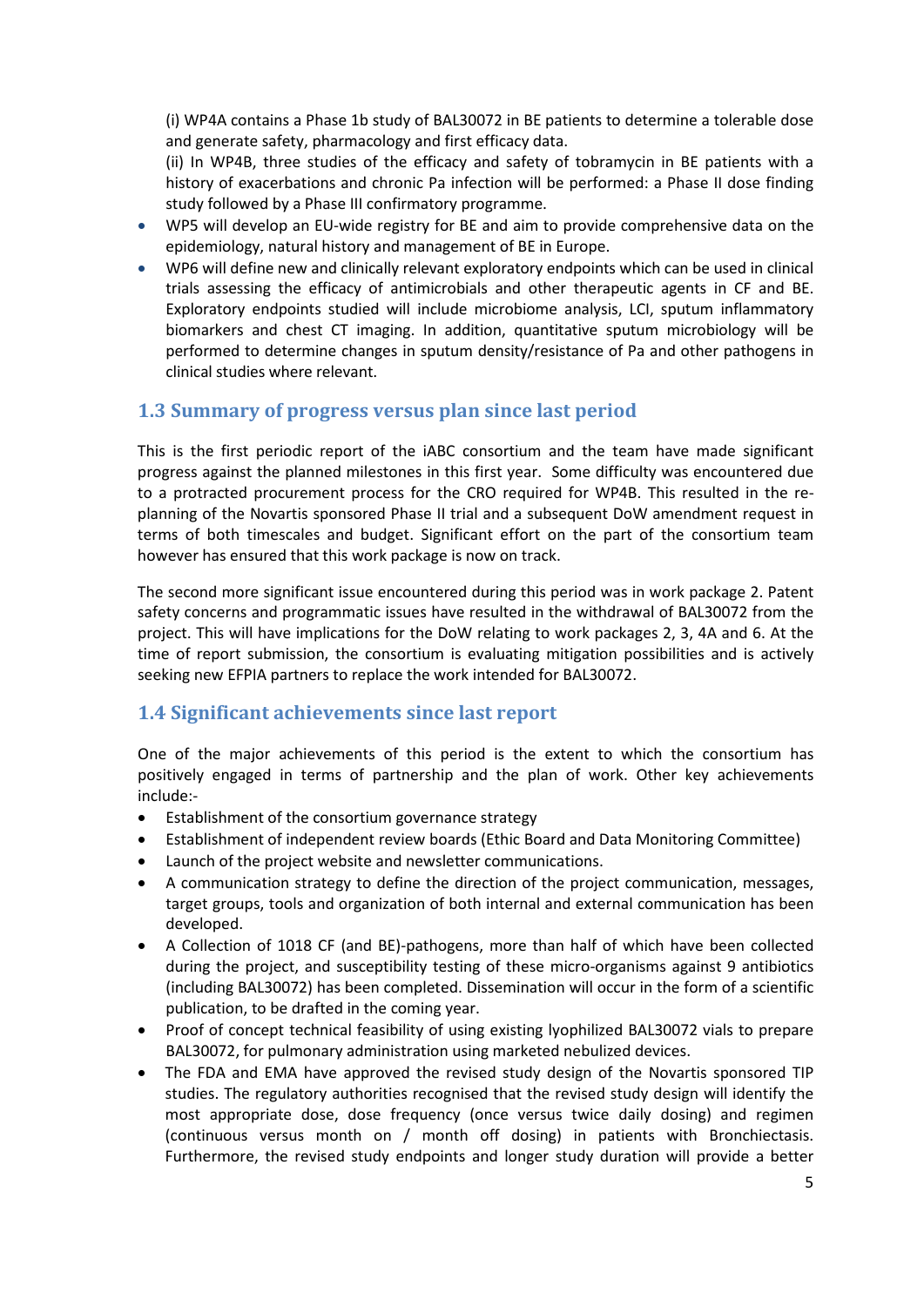(i) WP4A contains a Phase 1b study of BAL30072 in BE patients to determine a tolerable dose and generate safety, pharmacology and first efficacy data.
(ii) In WP4B, three studies of the efficacy and safety of tobramycin in BE patients with a history of exacerbations and chronic Pa infection will be performed: a Phase II dose finding study followed by a Phase III confirmatory programme.

- WP5 will develop an EU-wide registry for BE and aim to provide comprehensive data on the epidemiology, natural history and management of BE in Europe.
- WP6 will define new and clinically relevant exploratory endpoints which can be used in clinical trials assessing the efficacy of antimicrobials and other therapeutic agents in CF and BE. Exploratory endpoints studied will include microbiome analysis, LCI, sputum inflammatory biomarkers and chest CT imaging. In addition, quantitative sputum microbiology will be performed to determine changes in sputum density/resistance of Pa and other pathogens in clinical studies where relevant.

## 1.3 Summary of progress versus plan since last period

This is the first periodic report of the iABC consortium and the team have made significant progress against the planned milestones in this first year. Some difficulty was encountered due to a protracted procurement process for the CRO required for WP4B. This resulted in the re-planning of the Novartis sponsored Phase II trial and a subsequent DoW amendment request in terms of both timescales and budget. Significant effort on the part of the consortium team however has ensured that this work package is now on track.

The second more significant issue encountered during this period was in work package 2. Patent safety concerns and programmatic issues have resulted in the withdrawal of BAL30072 from the project. This will have implications for the DoW relating to work packages 2, 3, 4A and 6. At the time of report submission, the consortium is evaluating mitigation possibilities and is actively seeking new EFPIA partners to replace the work intended for BAL30072.

## 1.4 Significant achievements since last report

One of the major achievements of this period is the extent to which the consortium has positively engaged in terms of partnership and the plan of work. Other key achievements include:-

- Establishment of the consortium governance strategy
- Establishment of independent review boards (Ethic Board and Data Monitoring Committee)
- Launch of the project website and newsletter communications.
- A communication strategy to define the direction of the project communication, messages, target groups, tools and organization of both internal and external communication has been developed.
- A Collection of 1018 CF (and BE)-pathogens, more than half of which have been collected during the project, and susceptibility testing of these micro-organisms against 9 antibiotics (including BAL30072) has been completed. Dissemination will occur in the form of a scientific publication, to be drafted in the coming year.
- Proof of concept technical feasibility of using existing lyophilized BAL30072 vials to prepare BAL30072, for pulmonary administration using marketed nebulized devices.
- The FDA and EMA have approved the revised study design of the Novartis sponsored TIP studies. The regulatory authorities recognised that the revised study design will identify the most appropriate dose, dose frequency (once versus twice daily dosing) and regimen (continuous versus month on / month off dosing) in patients with Bronchiectasis. Furthermore, the revised study endpoints and longer study duration will provide a better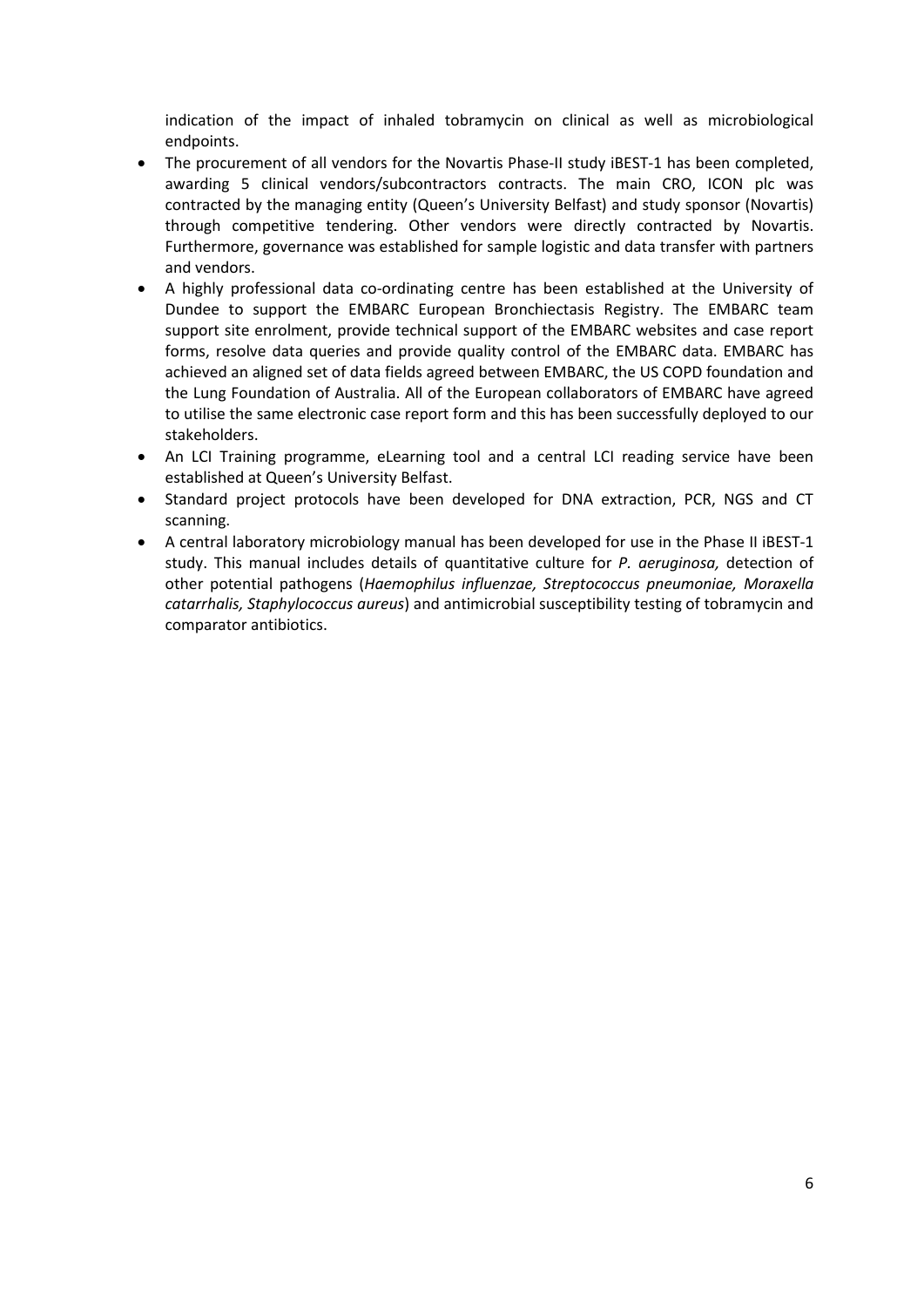indication of the impact of inhaled tobramycin on clinical as well as microbiological endpoints.

- The procurement of all vendors for the Novartis Phase-II study iBEST-1 has been completed, awarding 5 clinical vendors/subcontractors contracts. The main CRO, ICON plc was contracted by the managing entity (Queen's University Belfast) and study sponsor (Novartis) through competitive tendering. Other vendors were directly contracted by Novartis. Furthermore, governance was established for sample logistic and data transfer with partners and vendors.
- A highly professional data co-ordinating centre has been established at the University of Dundee to support the EMBARC European Bronchiectasis Registry. The EMBARC team support site enrolment, provide technical support of the EMBARC websites and case report forms, resolve data queries and provide quality control of the EMBARC data. EMBARC has achieved an aligned set of data fields agreed between EMBARC, the US COPD foundation and the Lung Foundation of Australia. All of the European collaborators of EMBARC have agreed to utilise the same electronic case report form and this has been successfully deployed to our stakeholders.
- An LCI Training programme, eLearning tool and a central LCI reading service have been established at Queen's University Belfast.
- Standard project protocols have been developed for DNA extraction, PCR, NGS and CT scanning.
- A central laboratory microbiology manual has been developed for use in the Phase II iBEST-1 study. This manual includes details of quantitative culture for *P. aeruginosa,* detection of other potential pathogens (*Haemophilus influenzae, Streptococcus pneumoniae, Moraxella catarrhalis, Staphylococcus aureus*) and antimicrobial susceptibility testing of tobramycin and comparator antibiotics.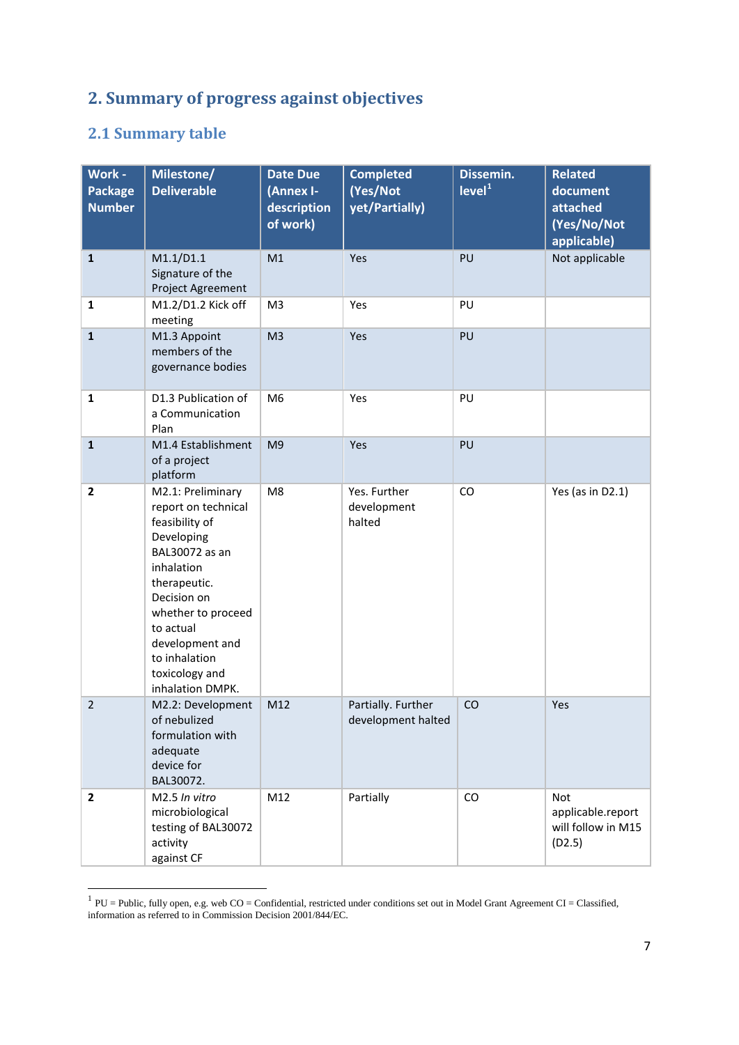## 2. Summary of progress against objectives

### 2.1 Summary table

| Work - Package Number | Milestone/ Deliverable | Date Due (Annex I-description of work) | Completed (Yes/Not yet/Partially) | Dissemin. level[1] | Related document attached (Yes/No/Not applicable) |
|---|---|---|---|---|---|
| **1** | M1.1/D1.1 Signature of the Project Agreement | M1 | Yes | PU | Not applicable |
| **1** | M1.2/D1.2 Kick off meeting | M3 | Yes | PU | |
| **1** | M1.3 Appoint members of the governance bodies | M3 | Yes | PU | |
| **1** | D1.3 Publication of a Communication Plan | M6 | Yes | PU | |
| **1** | M1.4 Establishment of a project platform | M9 | Yes | PU | |
| **2** | M2.1: Preliminary report on technical feasibility of Developing BAL30072 as an inhalation therapeutic. Decision on whether to proceed to actual development and to inhalation toxicology and inhalation DMPK. | M8 | Yes. Further development halted | CO | Yes (as in D2.1) |
| 2 | M2.2: Development of nebulized formulation with adequate device for BAL30072. | M12 | Partially. Further development halted | CO | Yes |
| **2** | M2.5 *In vitro* microbiological testing of BAL30072 activity against CF | M12 | Partially | CO | Not applicable.report will follow in M15 (D2.5) |

[1] PU = Public, fully open, e.g. web CO = Confidential, restricted under conditions set out in Model Grant Agreement CI = Classified, information as referred to in Commission Decision 2001/844/EC.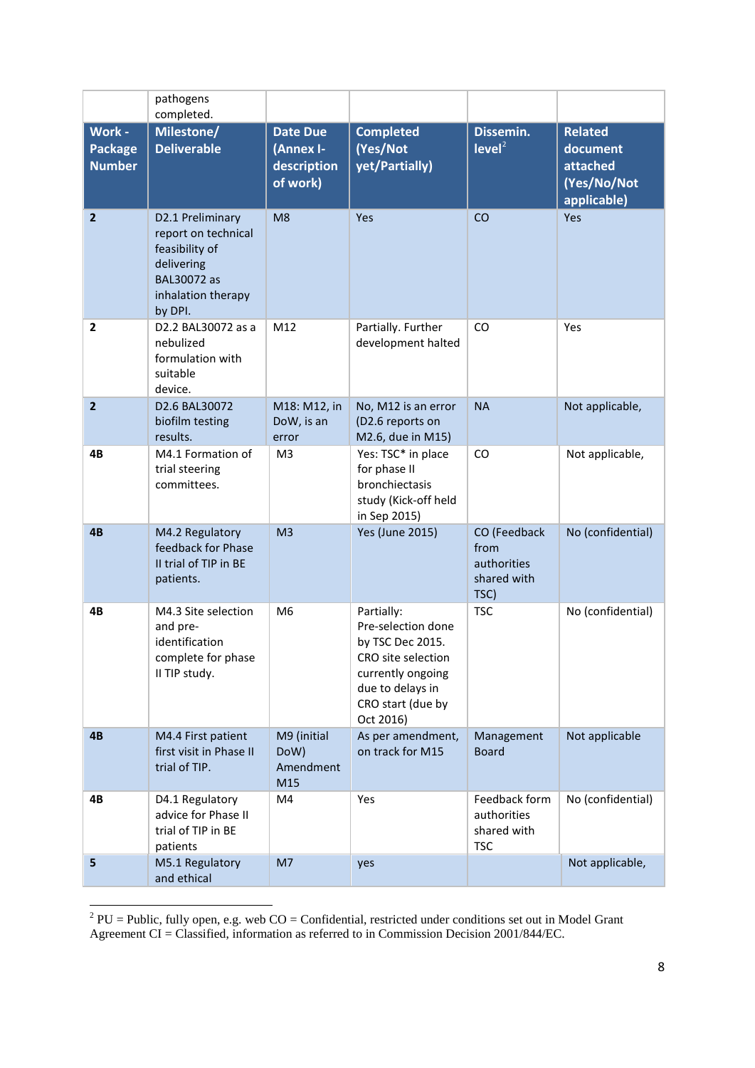| | pathogens completed. | | | | |
|---|---|---|---|---|---|
| **Work - Package Number** | **Milestone/ Deliverable** | **Date Due (Annex I- description of work)** | **Completed (Yes/Not yet/Partially)** | **Dissemin. level[2]** | **Related document attached (Yes/No/Not applicable)** |
| **2** | D2.1 Preliminary report on technical feasibility of delivering BAL30072 as inhalation therapy by DPI. | M8 | Yes | CO | Yes |
| **2** | D2.2 BAL30072 as a nebulized formulation with suitable device. | M12 | Partially. Further development halted | CO | Yes |
| **2** | D2.6 BAL30072 biofilm testing results. | M18: M12, in DoW, is an error | No, M12 is an error (D2.6 reports on M2.6, due in M15) | NA | Not applicable, |
| **4B** | M4.1 Formation of trial steering committees. | M3 | Yes: TSC* in place for phase II bronchiectasis study (Kick-off held in Sep 2015) | CO | Not applicable, |
| **4B** | M4.2 Regulatory feedback for Phase II trial of TIP in BE patients. | M3 | Yes (June 2015) | CO (Feedback from authorities shared with TSC) | No (confidential) |
| **4B** | M4.3 Site selection and pre-identification complete for phase II TIP study. | M6 | Partially: Pre-selection done by TSC Dec 2015. CRO site selection currently ongoing due to delays in CRO start (due by Oct 2016) | TSC | No (confidential) |
| **4B** | M4.4 First patient first visit in Phase II trial of TIP. | M9 (initial DoW) Amendment M15 | As per amendment, on track for M15 | Management Board | Not applicable |
| **4B** | D4.1 Regulatory advice for Phase II trial of TIP in BE patients | M4 | Yes | Feedback form authorities shared with TSC | No (confidential) |
| **5** | M5.1 Regulatory and ethical | M7 | yes | | Not applicable, |

[2] PU = Public, fully open, e.g. web CO = Confidential, restricted under conditions set out in Model Grant Agreement CI = Classified, information as referred to in Commission Decision 2001/844/EC.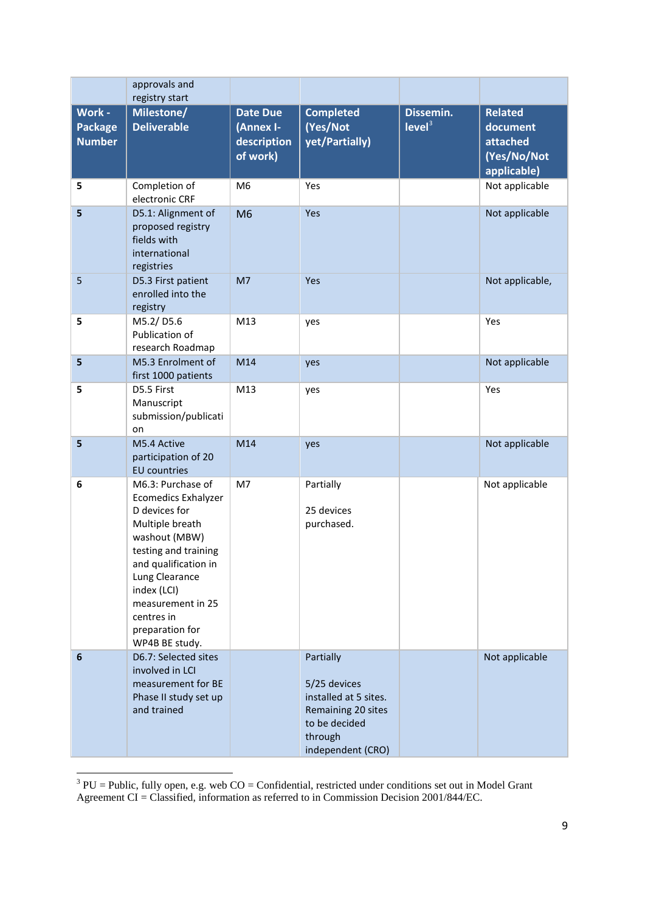| | approvals and registry start | | | | |
|---|---|---|---|---|---|
| **Work - Package Number** | **Milestone/ Deliverable** | **Date Due (Annex I- description of work)** | **Completed (Yes/Not yet/Partially)** | **Dissemin. level[3]** | **Related document attached (Yes/No/Not applicable)** |
| **5** | Completion of electronic CRF | M6 | Yes | | Not applicable |
| **5** | D5.1: Alignment of proposed registry fields with international registries | M6 | Yes | | Not applicable |
| 5 | D5.3 First patient enrolled into the registry | M7 | Yes | | Not applicable, |
| **5** | M5.2/ D5.6 Publication of research Roadmap | M13 | yes | | Yes |
| **5** | M5.3 Enrolment of first 1000 patients | M14 | yes | | Not applicable |
| **5** | D5.5 First Manuscript submission/publication | M13 | yes | | Yes |
| **5** | M5.4 Active participation of 20 EU countries | M14 | yes | | Not applicable |
| **6** | M6.3: Purchase of Ecomedics Exhalyzer D devices for Multiple breath washout (MBW) testing and training and qualification in Lung Clearance index (LCI) measurement in 25 centres in preparation for WP4B BE study. | M7 | Partially<br><br>25 devices purchased. | | Not applicable |
| **6** | D6.7: Selected sites involved in LCI measurement for BE Phase II study set up and trained | | Partially<br><br>5/25 devices installed at 5 sites. Remaining 20 sites to be decided through independent (CRO) | | Not applicable |

[3] PU = Public, fully open, e.g. web CO = Confidential, restricted under conditions set out in Model Grant Agreement CI = Classified, information as referred to in Commission Decision 2001/844/EC.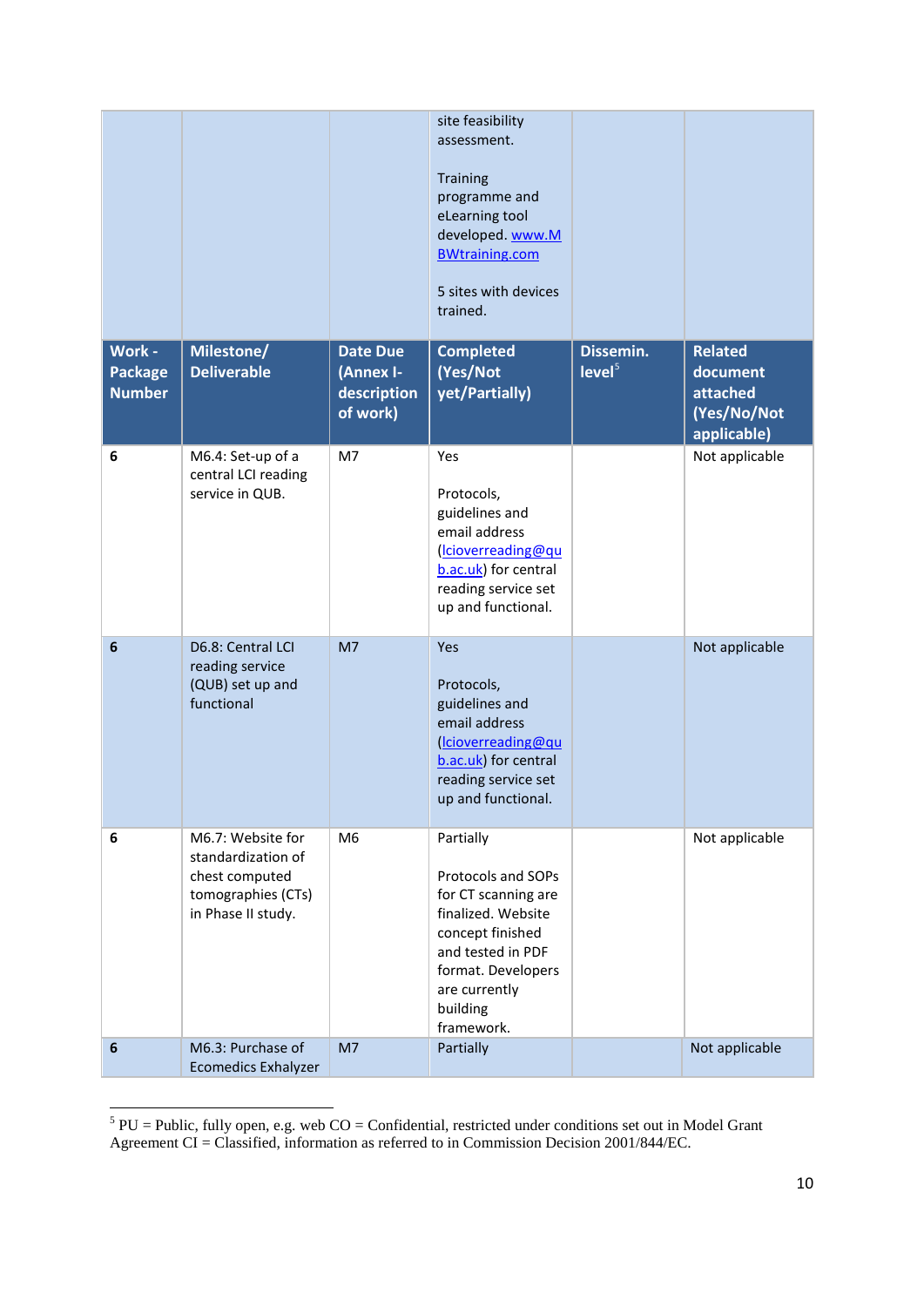| | | | site feasibility assessment.<br><br>Training programme and eLearning tool developed. www.MBWtraining.com<br><br>5 sites with devices trained. | | |
|---|---|---|---|---|---|
| **Work - Package Number** | **Milestone/ Deliverable** | **Date Due (Annex I-description of work)** | **Completed (Yes/Not yet/Partially)** | **Dissemin. level[5]** | **Related document attached (Yes/No/Not applicable)** |
| **6** | M6.4: Set-up of a central LCI reading service in QUB. | M7 | Yes<br><br>Protocols, guidelines and email address (lcioverreading@qub.ac.uk) for central reading service set up and functional. | | Not applicable |
| **6** | D6.8: Central LCI reading service (QUB) set up and functional | M7 | Yes<br><br>Protocols, guidelines and email address (lcioverreading@qub.ac.uk) for central reading service set up and functional. | | Not applicable |
| **6** | M6.7: Website for standardization of chest computed tomographies (CTs) in Phase II study. | M6 | Partially<br><br>Protocols and SOPs for CT scanning are finalized. Website concept finished and tested in PDF format. Developers are currently building framework. | | Not applicable |
| **6** | M6.3: Purchase of Ecomedics Exhalyzer | M7 | Partially | | Not applicable |

[5] PU = Public, fully open, e.g. web CO = Confidential, restricted under conditions set out in Model Grant Agreement CI = Classified, information as referred to in Commission Decision 2001/844/EC.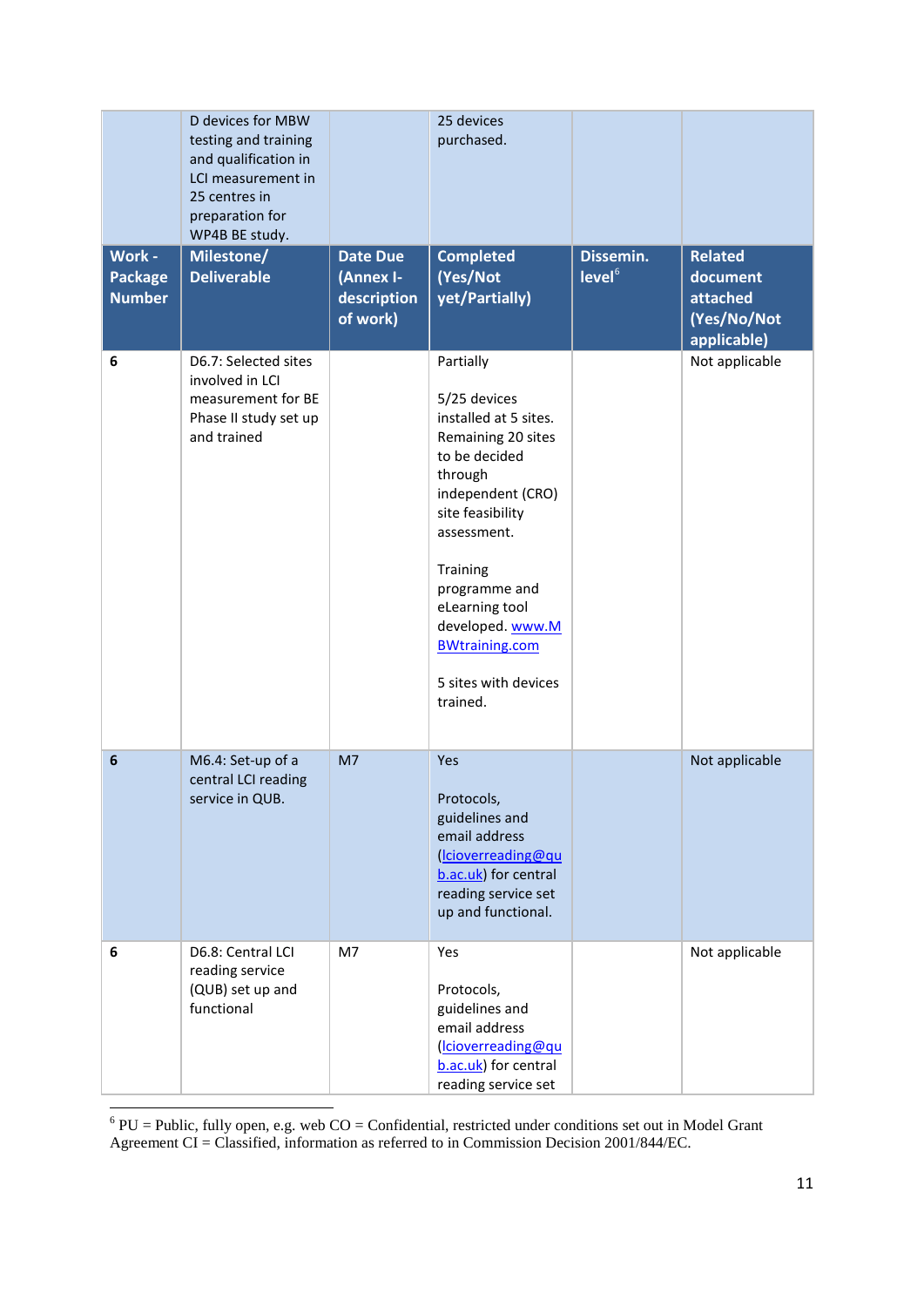| | D devices for MBW testing and training and qualification in LCI measurement in 25 centres in preparation for WP4B BE study. | | 25 devices purchased. | | |
|---|---|---|---|---|---|
| **Work - Package Number** | **Milestone/ Deliverable** | **Date Due (Annex I- description of work)** | **Completed (Yes/Not yet/Partially)** | **Dissemin. level[6]** | **Related document attached (Yes/No/Not applicable)** |
| 6 | D6.7: Selected sites involved in LCI measurement for BE Phase II study set up and trained | | Partially<br><br>5/25 devices installed at 5 sites. Remaining 20 sites to be decided through independent (CRO) site feasibility assessment.<br><br>Training programme and eLearning tool developed. www.MBWtraining.com<br><br>5 sites with devices trained. | | Not applicable |
| 6 | M6.4: Set-up of a central LCI reading service in QUB. | M7 | Yes<br><br>Protocols, guidelines and email address (lcioverreading@qub.ac.uk) for central reading service set up and functional. | | Not applicable |
| 6 | D6.8: Central LCI reading service (QUB) set up and functional | M7 | Yes<br><br>Protocols, guidelines and email address (lcioverreading@qub.ac.uk) for central reading service set | | Not applicable |

[6] PU = Public, fully open, e.g. web CO = Confidential, restricted under conditions set out in Model Grant Agreement CI = Classified, information as referred to in Commission Decision 2001/844/EC.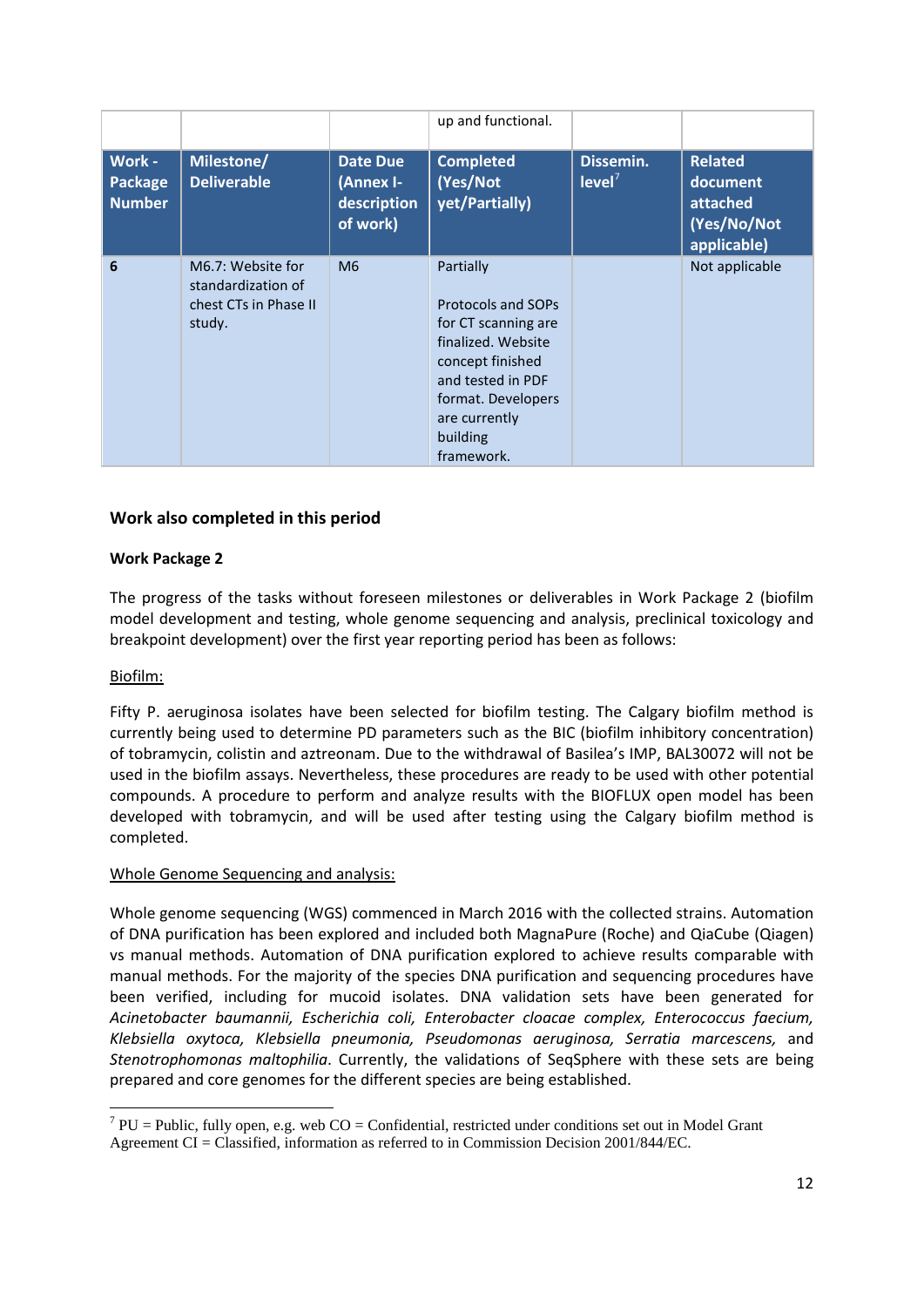| | | | up and functional. | | |
|---|---|---|---|---|---|
| **Work - Package Number** | **Milestone/ Deliverable** | **Date Due (Annex I-description of work)** | **Completed (Yes/Not yet/Partially)** | **Dissemin. level[7]** | **Related document attached (Yes/No/Not applicable)** |
| **6** | M6.7: Website for standardization of chest CTs in Phase II study. | M6 | Partially<br><br>Protocols and SOPs for CT scanning are finalized. Website concept finished and tested in PDF format. Developers are currently building framework. | | Not applicable |

### Work also completed in this period

#### Work Package 2

The progress of the tasks without foreseen milestones or deliverables in Work Package 2 (biofilm model development and testing, whole genome sequencing and analysis, preclinical toxicology and breakpoint development) over the first year reporting period has been as follows:

Biofilm:

Fifty P. aeruginosa isolates have been selected for biofilm testing. The Calgary biofilm method is currently being used to determine PD parameters such as the BIC (biofilm inhibitory concentration) of tobramycin, colistin and aztreonam. Due to the withdrawal of Basilea's IMP, BAL30072 will not be used in the biofilm assays. Nevertheless, these procedures are ready to be used with other potential compounds. A procedure to perform and analyze results with the BIOFLUX open model has been developed with tobramycin, and will be used after testing using the Calgary biofilm method is completed.

Whole Genome Sequencing and analysis:

Whole genome sequencing (WGS) commenced in March 2016 with the collected strains. Automation of DNA purification has been explored and included both MagnaPure (Roche) and QiaCube (Qiagen) vs manual methods. Automation of DNA purification explored to achieve results comparable with manual methods. For the majority of the species DNA purification and sequencing procedures have been verified, including for mucoid isolates. DNA validation sets have been generated for *Acinetobacter baumannii, Escherichia coli, Enterobacter cloacae complex, Enterococcus faecium, Klebsiella oxytoca, Klebsiella pneumonia, Pseudomonas aeruginosa, Serratia marcescens,* and *Stenotrophomonas maltophilia*. Currently, the validations of SeqSphere with these sets are being prepared and core genomes for the different species are being established.

[7] PU = Public, fully open, e.g. web CO = Confidential, restricted under conditions set out in Model Grant Agreement CI = Classified, information as referred to in Commission Decision 2001/844/EC.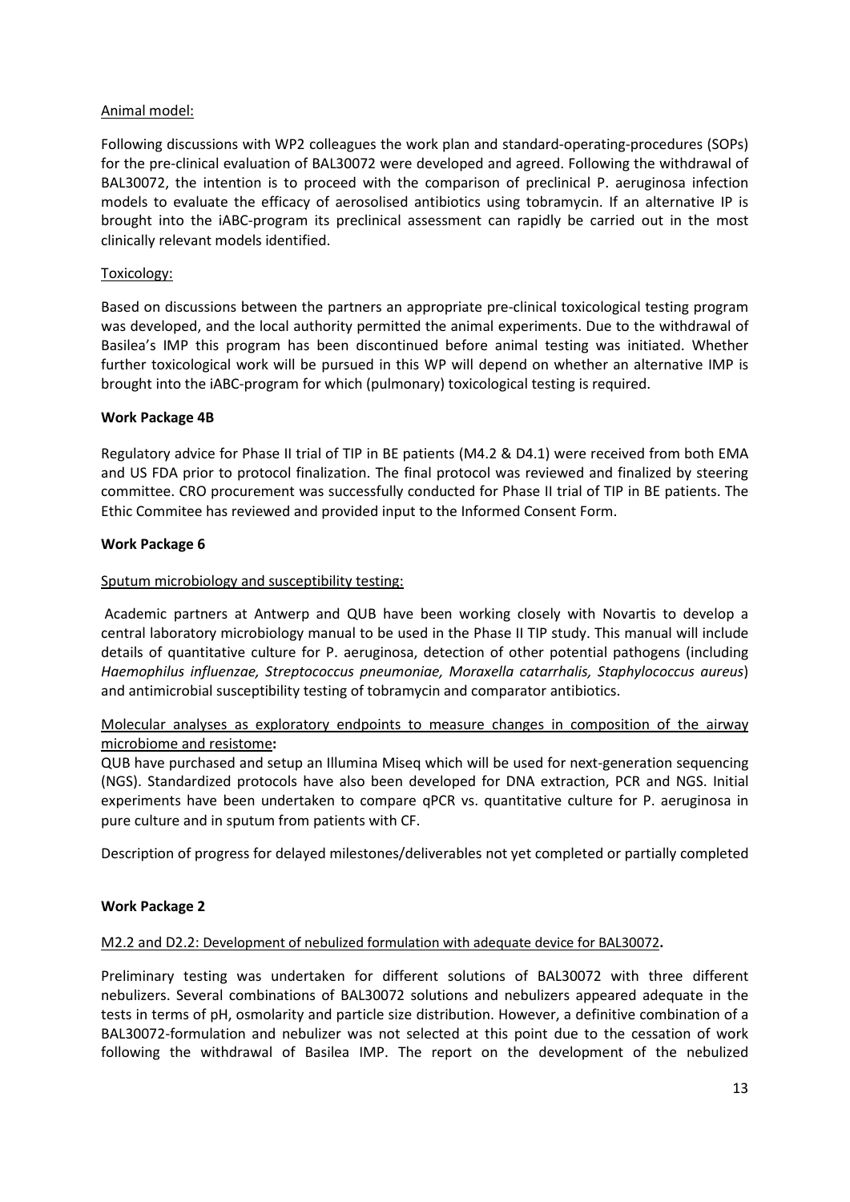Animal model:

Following discussions with WP2 colleagues the work plan and standard-operating-procedures (SOPs) for the pre-clinical evaluation of BAL30072 were developed and agreed. Following the withdrawal of BAL30072, the intention is to proceed with the comparison of preclinical P. aeruginosa infection models to evaluate the efficacy of aerosolised antibiotics using tobramycin. If an alternative IP is brought into the iABC-program its preclinical assessment can rapidly be carried out in the most clinically relevant models identified.

Toxicology:

Based on discussions between the partners an appropriate pre-clinical toxicological testing program was developed, and the local authority permitted the animal experiments. Due to the withdrawal of Basilea's IMP this program has been discontinued before animal testing was initiated. Whether further toxicological work will be pursued in this WP will depend on whether an alternative IMP is brought into the iABC-program for which (pulmonary) toxicological testing is required.

**Work Package 4B**

Regulatory advice for Phase II trial of TIP in BE patients (M4.2 & D4.1) were received from both EMA and US FDA prior to protocol finalization. The final protocol was reviewed and finalized by steering committee. CRO procurement was successfully conducted for Phase II trial of TIP in BE patients. The Ethic Commitee has reviewed and provided input to the Informed Consent Form.

**Work Package 6**

Sputum microbiology and susceptibility testing:

Academic partners at Antwerp and QUB have been working closely with Novartis to develop a central laboratory microbiology manual to be used in the Phase II TIP study. This manual will include details of quantitative culture for P. aeruginosa, detection of other potential pathogens (including *Haemophilus influenzae, Streptococcus pneumoniae, Moraxella catarrhalis, Staphylococcus aureus*) and antimicrobial susceptibility testing of tobramycin and comparator antibiotics.

Molecular analyses as exploratory endpoints to measure changes in composition of the airway microbiome and resistome**:**
QUB have purchased and setup an Illumina Miseq which will be used for next-generation sequencing (NGS). Standardized protocols have also been developed for DNA extraction, PCR and NGS. Initial experiments have been undertaken to compare qPCR vs. quantitative culture for P. aeruginosa in pure culture and in sputum from patients with CF.

Description of progress for delayed milestones/deliverables not yet completed or partially completed

**Work Package 2**

M2.2 and D2.2: Development of nebulized formulation with adequate device for BAL30072**.**

Preliminary testing was undertaken for different solutions of BAL30072 with three different nebulizers. Several combinations of BAL30072 solutions and nebulizers appeared adequate in the tests in terms of pH, osmolarity and particle size distribution. However, a definitive combination of a BAL30072-formulation and nebulizer was not selected at this point due to the cessation of work following the withdrawal of Basilea IMP. The report on the development of the nebulized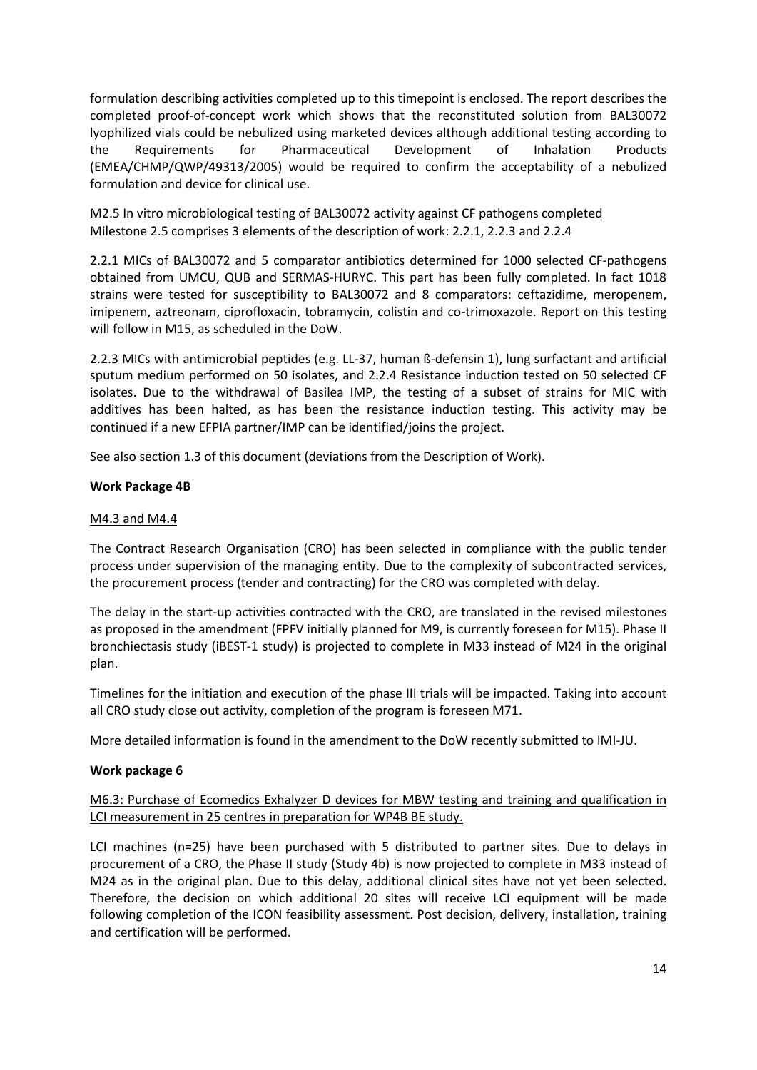formulation describing activities completed up to this timepoint is enclosed. The report describes the completed proof-of-concept work which shows that the reconstituted solution from BAL30072 lyophilized vials could be nebulized using marketed devices although additional testing according to the Requirements for Pharmaceutical Development of Inhalation Products (EMEA/CHMP/QWP/49313/2005) would be required to confirm the acceptability of a nebulized formulation and device for clinical use.

M2.5 In vitro microbiological testing of BAL30072 activity against CF pathogens completed

Milestone 2.5 comprises 3 elements of the description of work: 2.2.1, 2.2.3 and 2.2.4

2.2.1 MICs of BAL30072 and 5 comparator antibiotics determined for 1000 selected CF-pathogens obtained from UMCU, QUB and SERMAS-HURYC. This part has been fully completed. In fact 1018 strains were tested for susceptibility to BAL30072 and 8 comparators: ceftazidime, meropenem, imipenem, aztreonam, ciprofloxacin, tobramycin, colistin and co-trimoxazole. Report on this testing will follow in M15, as scheduled in the DoW.

2.2.3 MICs with antimicrobial peptides (e.g. LL-37, human ß-defensin 1), lung surfactant and artificial sputum medium performed on 50 isolates, and 2.2.4 Resistance induction tested on 50 selected CF isolates. Due to the withdrawal of Basilea IMP, the testing of a subset of strains for MIC with additives has been halted, as has been the resistance induction testing. This activity may be continued if a new EFPIA partner/IMP can be identified/joins the project.

See also section 1.3 of this document (deviations from the Description of Work).

**Work Package 4B**

M4.3 and M4.4

The Contract Research Organisation (CRO) has been selected in compliance with the public tender process under supervision of the managing entity. Due to the complexity of subcontracted services, the procurement process (tender and contracting) for the CRO was completed with delay.

The delay in the start-up activities contracted with the CRO, are translated in the revised milestones as proposed in the amendment (FPFV initially planned for M9, is currently foreseen for M15). Phase II bronchiectasis study (iBEST-1 study) is projected to complete in M33 instead of M24 in the original plan.

Timelines for the initiation and execution of the phase III trials will be impacted. Taking into account all CRO study close out activity, completion of the program is foreseen M71.

More detailed information is found in the amendment to the DoW recently submitted to IMI-JU.

**Work package 6**

M6.3: Purchase of Ecomedics Exhalyzer D devices for MBW testing and training and qualification in LCI measurement in 25 centres in preparation for WP4B BE study.

LCI machines (n=25) have been purchased with 5 distributed to partner sites. Due to delays in procurement of a CRO, the Phase II study (Study 4b) is now projected to complete in M33 instead of M24 as in the original plan. Due to this delay, additional clinical sites have not yet been selected. Therefore, the decision on which additional 20 sites will receive LCI equipment will be made following completion of the ICON feasibility assessment. Post decision, delivery, installation, training and certification will be performed.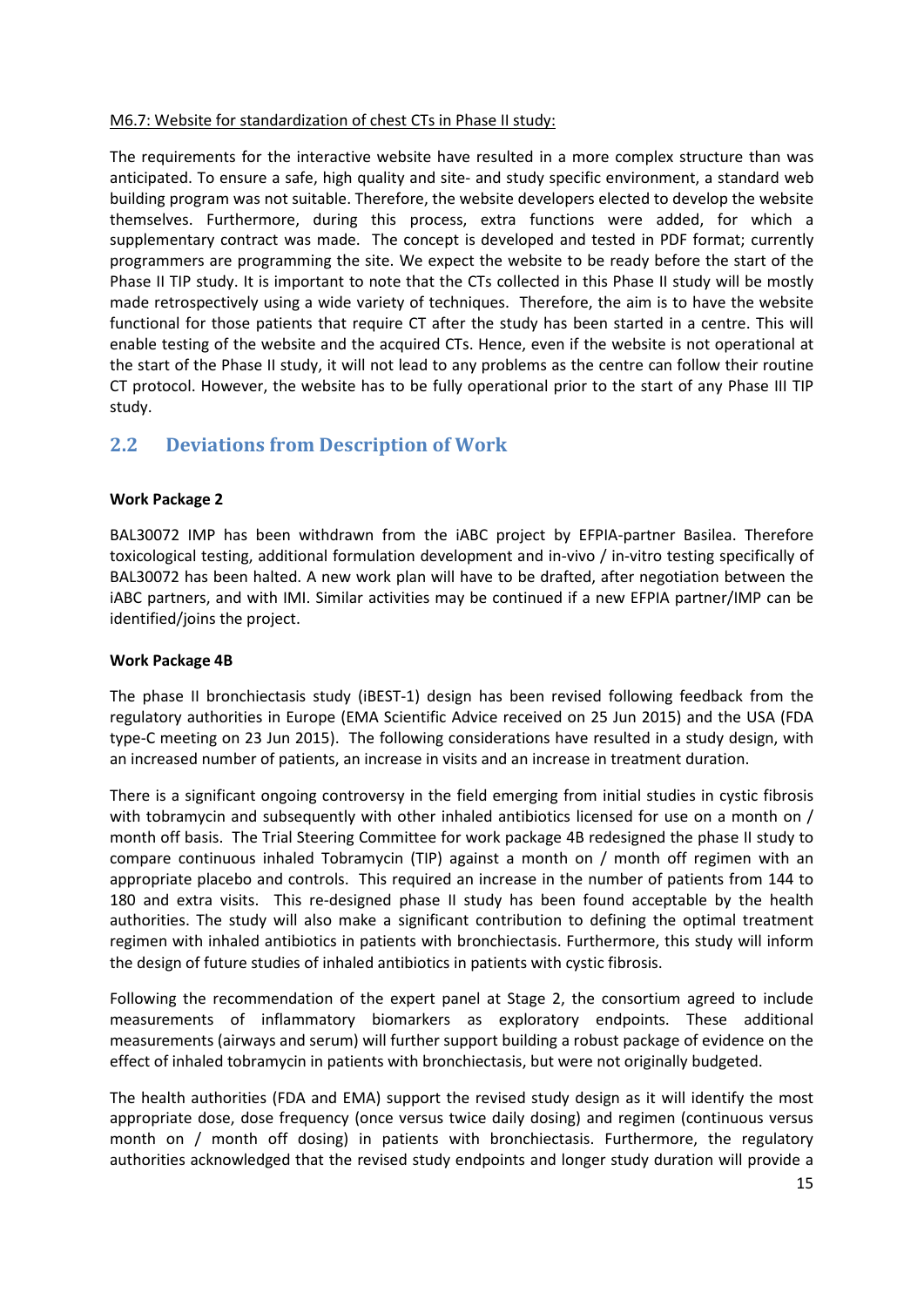M6.7: Website for standardization of chest CTs in Phase II study:

The requirements for the interactive website have resulted in a more complex structure than was anticipated. To ensure a safe, high quality and site- and study specific environment, a standard web building program was not suitable. Therefore, the website developers elected to develop the website themselves. Furthermore, during this process, extra functions were added, for which a supplementary contract was made. The concept is developed and tested in PDF format; currently programmers are programming the site. We expect the website to be ready before the start of the Phase II TIP study. It is important to note that the CTs collected in this Phase II study will be mostly made retrospectively using a wide variety of techniques. Therefore, the aim is to have the website functional for those patients that require CT after the study has been started in a centre. This will enable testing of the website and the acquired CTs. Hence, even if the website is not operational at the start of the Phase II study, it will not lead to any problems as the centre can follow their routine CT protocol. However, the website has to be fully operational prior to the start of any Phase III TIP study.

## 2.2 Deviations from Description of Work

**Work Package 2**

BAL30072 IMP has been withdrawn from the iABC project by EFPIA-partner Basilea. Therefore toxicological testing, additional formulation development and in-vivo / in-vitro testing specifically of BAL30072 has been halted. A new work plan will have to be drafted, after negotiation between the iABC partners, and with IMI. Similar activities may be continued if a new EFPIA partner/IMP can be identified/joins the project.

**Work Package 4B**

The phase II bronchiectasis study (iBEST-1) design has been revised following feedback from the regulatory authorities in Europe (EMA Scientific Advice received on 25 Jun 2015) and the USA (FDA type-C meeting on 23 Jun 2015). The following considerations have resulted in a study design, with an increased number of patients, an increase in visits and an increase in treatment duration.

There is a significant ongoing controversy in the field emerging from initial studies in cystic fibrosis with tobramycin and subsequently with other inhaled antibiotics licensed for use on a month on / month off basis. The Trial Steering Committee for work package 4B redesigned the phase II study to compare continuous inhaled Tobramycin (TIP) against a month on / month off regimen with an appropriate placebo and controls. This required an increase in the number of patients from 144 to 180 and extra visits. This re-designed phase II study has been found acceptable by the health authorities. The study will also make a significant contribution to defining the optimal treatment regimen with inhaled antibiotics in patients with bronchiectasis. Furthermore, this study will inform the design of future studies of inhaled antibiotics in patients with cystic fibrosis.

Following the recommendation of the expert panel at Stage 2, the consortium agreed to include measurements of inflammatory biomarkers as exploratory endpoints. These additional measurements (airways and serum) will further support building a robust package of evidence on the effect of inhaled tobramycin in patients with bronchiectasis, but were not originally budgeted.

The health authorities (FDA and EMA) support the revised study design as it will identify the most appropriate dose, dose frequency (once versus twice daily dosing) and regimen (continuous versus month on / month off dosing) in patients with bronchiectasis. Furthermore, the regulatory authorities acknowledged that the revised study endpoints and longer study duration will provide a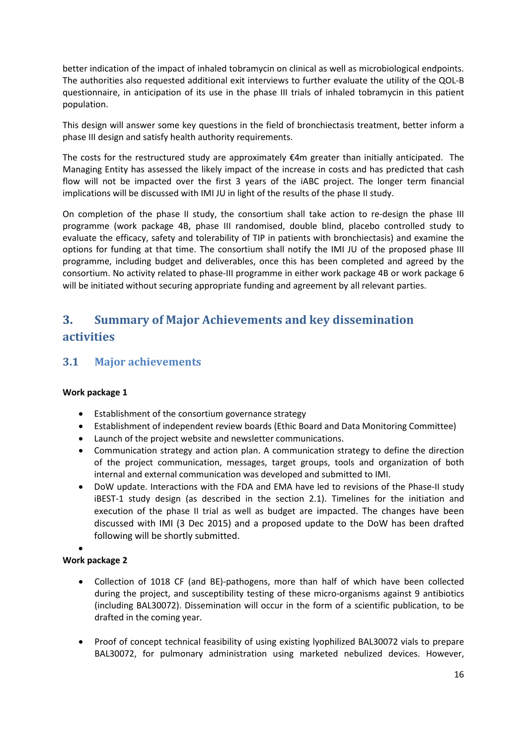better indication of the impact of inhaled tobramycin on clinical as well as microbiological endpoints. The authorities also requested additional exit interviews to further evaluate the utility of the QOL-B questionnaire, in anticipation of its use in the phase III trials of inhaled tobramycin in this patient population.

This design will answer some key questions in the field of bronchiectasis treatment, better inform a phase III design and satisfy health authority requirements.

The costs for the restructured study are approximately €4m greater than initially anticipated. The Managing Entity has assessed the likely impact of the increase in costs and has predicted that cash flow will not be impacted over the first 3 years of the iABC project. The longer term financial implications will be discussed with IMI JU in light of the results of the phase II study.

On completion of the phase II study, the consortium shall take action to re-design the phase III programme (work package 4B, phase III randomised, double blind, placebo controlled study to evaluate the efficacy, safety and tolerability of TIP in patients with bronchiectasis) and examine the options for funding at that time. The consortium shall notify the IMI JU of the proposed phase III programme, including budget and deliverables, once this has been completed and agreed by the consortium. No activity related to phase-III programme in either work package 4B or work package 6 will be initiated without securing appropriate funding and agreement by all relevant parties.

# 3. Summary of Major Achievements and key dissemination activities

## 3.1 Major achievements

**Work package 1**

- Establishment of the consortium governance strategy
- Establishment of independent review boards (Ethic Board and Data Monitoring Committee)
- Launch of the project website and newsletter communications.
- Communication strategy and action plan. A communication strategy to define the direction of the project communication, messages, target groups, tools and organization of both internal and external communication was developed and submitted to IMI.
- DoW update. Interactions with the FDA and EMA have led to revisions of the Phase-II study iBEST-1 study design (as described in the section 2.1). Timelines for the initiation and execution of the phase II trial as well as budget are impacted. The changes have been discussed with IMI (3 Dec 2015) and a proposed update to the DoW has been drafted following will be shortly submitted.

**Work package 2**

- Collection of 1018 CF (and BE)-pathogens, more than half of which have been collected during the project, and susceptibility testing of these micro-organisms against 9 antibiotics (including BAL30072). Dissemination will occur in the form of a scientific publication, to be drafted in the coming year.

- Proof of concept technical feasibility of using existing lyophilized BAL30072 vials to prepare BAL30072, for pulmonary administration using marketed nebulized devices. However,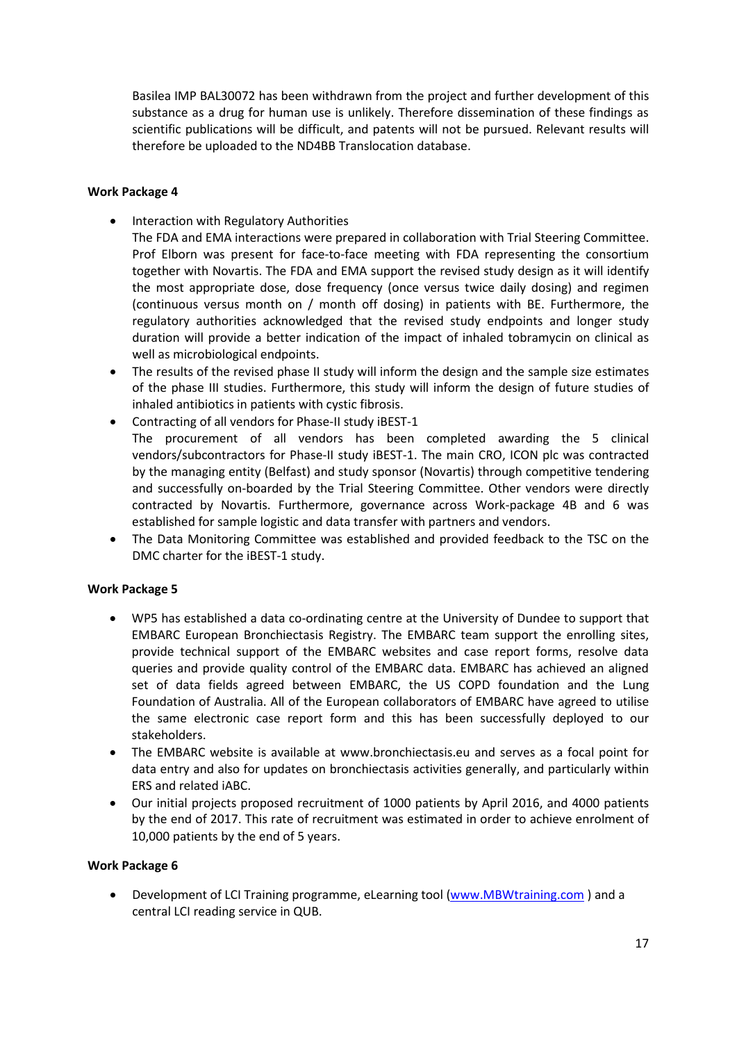Basilea IMP BAL30072 has been withdrawn from the project and further development of this substance as a drug for human use is unlikely. Therefore dissemination of these findings as scientific publications will be difficult, and patents will not be pursued. Relevant results will therefore be uploaded to the ND4BB Translocation database.

**Work Package 4**

- Interaction with Regulatory Authorities
  The FDA and EMA interactions were prepared in collaboration with Trial Steering Committee. Prof Elborn was present for face-to-face meeting with FDA representing the consortium together with Novartis. The FDA and EMA support the revised study design as it will identify the most appropriate dose, dose frequency (once versus twice daily dosing) and regimen (continuous versus month on / month off dosing) in patients with BE. Furthermore, the regulatory authorities acknowledged that the revised study endpoints and longer study duration will provide a better indication of the impact of inhaled tobramycin on clinical as well as microbiological endpoints.
- The results of the revised phase II study will inform the design and the sample size estimates of the phase III studies. Furthermore, this study will inform the design of future studies of inhaled antibiotics in patients with cystic fibrosis.
- Contracting of all vendors for Phase-II study iBEST-1
  The procurement of all vendors has been completed awarding the 5 clinical vendors/subcontractors for Phase-II study iBEST-1. The main CRO, ICON plc was contracted by the managing entity (Belfast) and study sponsor (Novartis) through competitive tendering and successfully on-boarded by the Trial Steering Committee. Other vendors were directly contracted by Novartis. Furthermore, governance across Work-package 4B and 6 was established for sample logistic and data transfer with partners and vendors.
- The Data Monitoring Committee was established and provided feedback to the TSC on the DMC charter for the iBEST-1 study.

**Work Package 5**

- WP5 has established a data co-ordinating centre at the University of Dundee to support that EMBARC European Bronchiectasis Registry. The EMBARC team support the enrolling sites, provide technical support of the EMBARC websites and case report forms, resolve data queries and provide quality control of the EMBARC data. EMBARC has achieved an aligned set of data fields agreed between EMBARC, the US COPD foundation and the Lung Foundation of Australia. All of the European collaborators of EMBARC have agreed to utilise the same electronic case report form and this has been successfully deployed to our stakeholders.
- The EMBARC website is available at www.bronchiectasis.eu and serves as a focal point for data entry and also for updates on bronchiectasis activities generally, and particularly within ERS and related iABC.
- Our initial projects proposed recruitment of 1000 patients by April 2016, and 4000 patients by the end of 2017. This rate of recruitment was estimated in order to achieve enrolment of 10,000 patients by the end of 5 years.

**Work Package 6**

- Development of LCI Training programme, eLearning tool (www.MBWtraining.com ) and a central LCI reading service in QUB.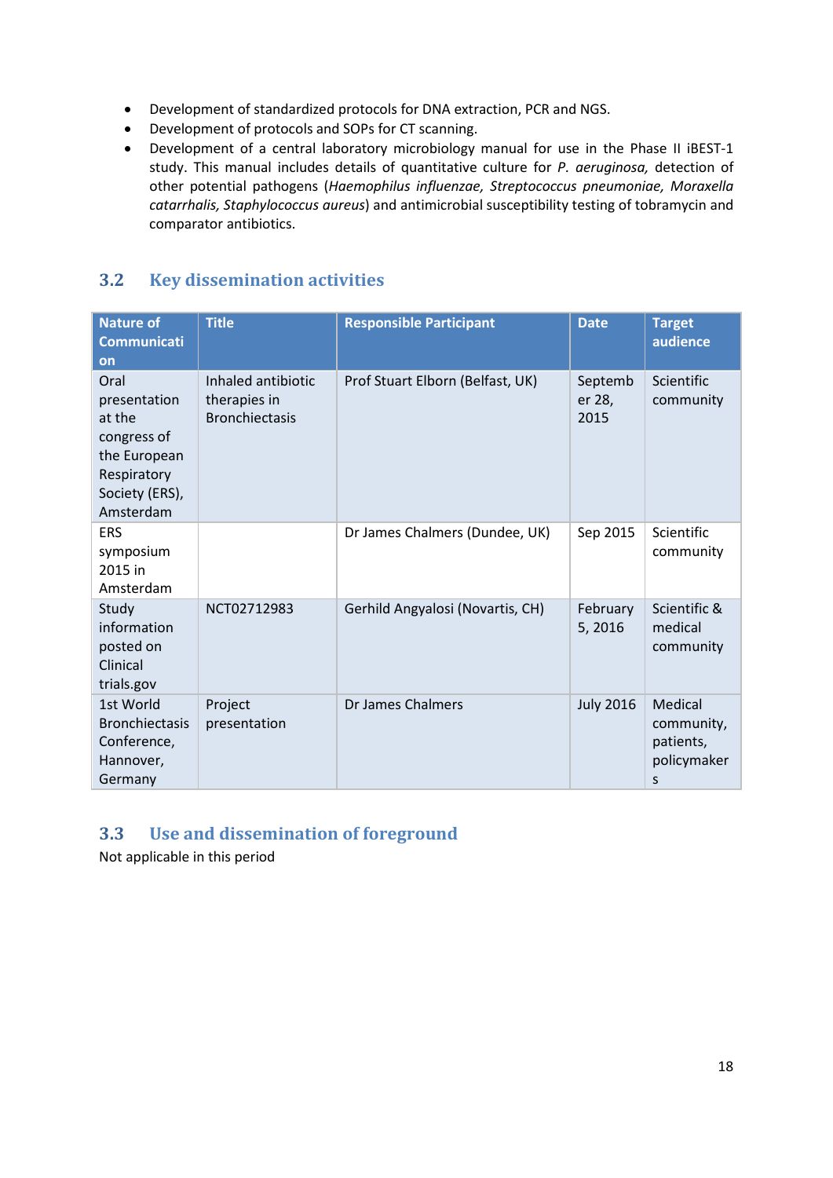- Development of standardized protocols for DNA extraction, PCR and NGS.
- Development of protocols and SOPs for CT scanning.
- Development of a central laboratory microbiology manual for use in the Phase II iBEST-1 study. This manual includes details of quantitative culture for *P. aeruginosa,* detection of other potential pathogens (*Haemophilus influenzae, Streptococcus pneumoniae, Moraxella catarrhalis, Staphylococcus aureus*) and antimicrobial susceptibility testing of tobramycin and comparator antibiotics.

## 3.2 Key dissemination activities

| Nature of Communication | Title | Responsible Participant | Date | Target audience |
|---|---|---|---|---|
| Oral presentation at the congress of the European Respiratory Society (ERS), Amsterdam | Inhaled antibiotic therapies in Bronchiectasis | Prof Stuart Elborn (Belfast, UK) | September 28, 2015 | Scientific community |
| ERS symposium 2015 in Amsterdam | | Dr James Chalmers (Dundee, UK) | Sep 2015 | Scientific community |
| Study information posted on Clinical trials.gov | NCT02712983 | Gerhild Angyalosi (Novartis, CH) | February 5, 2016 | Scientific & medical community |
| 1st World Bronchiectasis Conference, Hannover, Germany | Project presentation | Dr James Chalmers | July 2016 | Medical community, patients, policymakers |

## 3.3 Use and dissemination of foreground

Not applicable in this period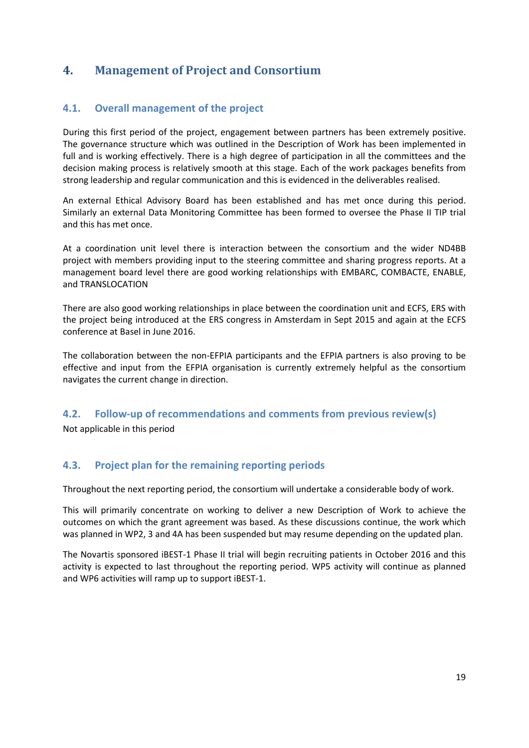# 4. Management of Project and Consortium

## 4.1. Overall management of the project

During this first period of the project, engagement between partners has been extremely positive. The governance structure which was outlined in the Description of Work has been implemented in full and is working effectively. There is a high degree of participation in all the committees and the decision making process is relatively smooth at this stage. Each of the work packages benefits from strong leadership and regular communication and this is evidenced in the deliverables realised.

An external Ethical Advisory Board has been established and has met once during this period. Similarly an external Data Monitoring Committee has been formed to oversee the Phase II TIP trial and this has met once.

At a coordination unit level there is interaction between the consortium and the wider ND4BB project with members providing input to the steering committee and sharing progress reports. At a management board level there are good working relationships with EMBARC, COMBACTE, ENABLE, and TRANSLOCATION

There are also good working relationships in place between the coordination unit and ECFS, ERS with the project being introduced at the ERS congress in Amsterdam in Sept 2015 and again at the ECFS conference at Basel in June 2016.

The collaboration between the non-EFPIA participants and the EFPIA partners is also proving to be effective and input from the EFPIA organisation is currently extremely helpful as the consortium navigates the current change in direction.

## 4.2. Follow-up of recommendations and comments from previous review(s)

Not applicable in this period

## 4.3. Project plan for the remaining reporting periods

Throughout the next reporting period, the consortium will undertake a considerable body of work.

This will primarily concentrate on working to deliver a new Description of Work to achieve the outcomes on which the grant agreement was based. As these discussions continue, the work which was planned in WP2, 3 and 4A has been suspended but may resume depending on the updated plan.

The Novartis sponsored iBEST-1 Phase II trial will begin recruiting patients in October 2016 and this activity is expected to last throughout the reporting period. WP5 activity will continue as planned and WP6 activities will ramp up to support iBEST-1.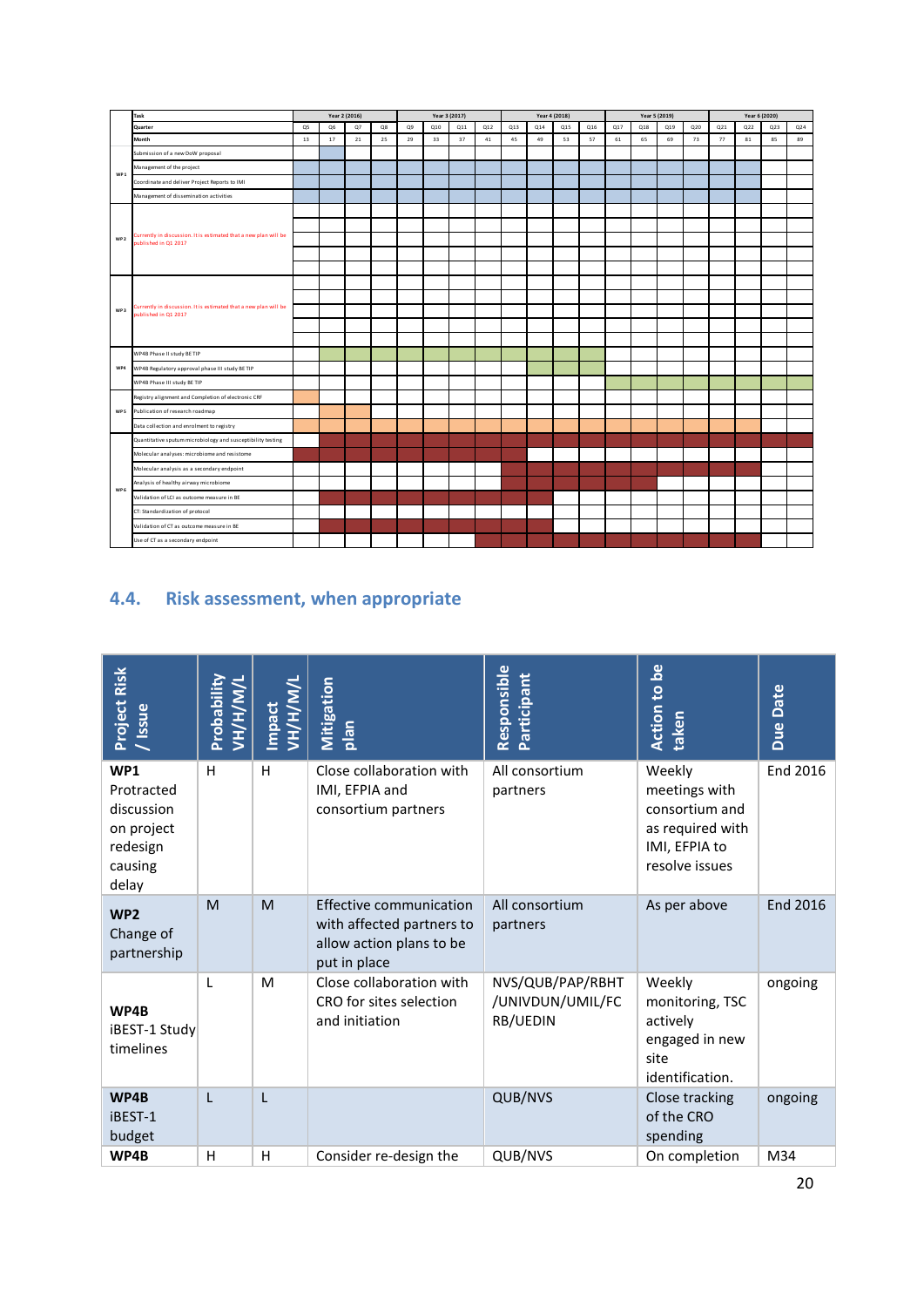| | Task | Year 2 (2016) | | | | Year 3 (2017) | | | | Year 4 (2018) | | | | Year 5 (2019) | | | | Year 6 (2020) | | | |
|---|---|---|---|---|---|---|---|---|---|---|---|---|---|---|---|---|---|---|---|---|---|
| | Quarter | Q5 | Q6 | Q7 | Q8 | Q9 | Q10 | Q11 | Q12 | Q13 | Q14 | Q15 | Q16 | Q17 | Q18 | Q19 | Q20 | Q21 | Q22 | Q23 | Q24 |
| | Month | 13 | 17 | 21 | 25 | 29 | 33 | 37 | 41 | 45 | 49 | 53 | 57 | 61 | 65 | 69 | 73 | 77 | 81 | 85 | 89 |
| WP1 | Submission of a new DoW proposal | | | | | | | | | | | | | | | | | | | | |
| | Management of the project | | | | | | | | | | | | | | | | | | | | |
| | Coordinate and deliver Project Reports to IMI | | | | | | | | | | | | | | | | | | | | |
| | Management of dissemination activities | | | | | | | | | | | | | | | | | | | | |
| WP2 | Currently in discussion. It is estimated that a new plan will be published in Q1 2017 | | | | | | | | | | | | | | | | | | | | |
| WP3 | Currently in discussion. It is estimated that a new plan will be published in Q1 2017 | | | | | | | | | | | | | | | | | | | | |
| WP4 | WP4B Phase II study BE TIP | | | | | | | | | | | | | | | | | | | | |
| | WP4B Regulatory approval phase III study BE TIP | | | | | | | | | | | | | | | | | | | | |
| | WP4B Phase III study BE TIP | | | | | | | | | | | | | | | | | | | | |
| WP5 | Registry alignment and Completion of electronic CRF | | | | | | | | | | | | | | | | | | | | |
| | Publication of research roadmap | | | | | | | | | | | | | | | | | | | | |
| | Data collection and enrolment to registry | | | | | | | | | | | | | | | | | | | | |
| WP6 | Quantitative sputum microbiology and susceptibility testing | | | | | | | | | | | | | | | | | | | | |
| | Molecular analyses: microbiome and resistome | | | | | | | | | | | | | | | | | | | | |
| | Molecular analysis as a secondary endpoint | | | | | | | | | | | | | | | | | | | | |
| | Analysis of healthy airway microbiome | | | | | | | | | | | | | | | | | | | | |
| | Validation of LCI as outcome measure in BE | | | | | | | | | | | | | | | | | | | | |
| | CT: Standardization of protocol | | | | | | | | | | | | | | | | | | | | |
| | Validation of CT as outcome measure in BE | | | | | | | | | | | | | | | | | | | | |
| | Use of CT as a secondary endpoint | | | | | | | | | | | | | | | | | | | | |

## 4.4. Risk assessment, when appropriate

| Project Risk / Issue | Probability VH/H/M/L | Impact VH/H/M/L | Mitigation plan | Responsible Participant | Action to be taken | Due Date |
|---|---|---|---|---|---|---|
| **WP1** Protracted discussion on project redesign causing delay | H | H | Close collaboration with IMI, EFPIA and consortium partners | All consortium partners | Weekly meetings with consortium and as required with IMI, EFPIA to resolve issues | End 2016 |
| **WP2** Change of partnership | M | M | Effective communication with affected partners to allow action plans to be put in place | All consortium partners | As per above | End 2016 |
| **WP4B** iBEST-1 Study timelines | L | M | Close collaboration with CRO for sites selection and initiation | NVS/QUB/PAP/RBHT/UNIVDUN/UMIL/FCRB/UEDIN | Weekly monitoring, TSC actively engaged in new site identification. | ongoing |
| **WP4B** iBEST-1 budget | L | L | | QUB/NVS | Close tracking of the CRO spending | ongoing |
| **WP4B** | H | H | Consider re-design the | QUB/NVS | On completion | M34 |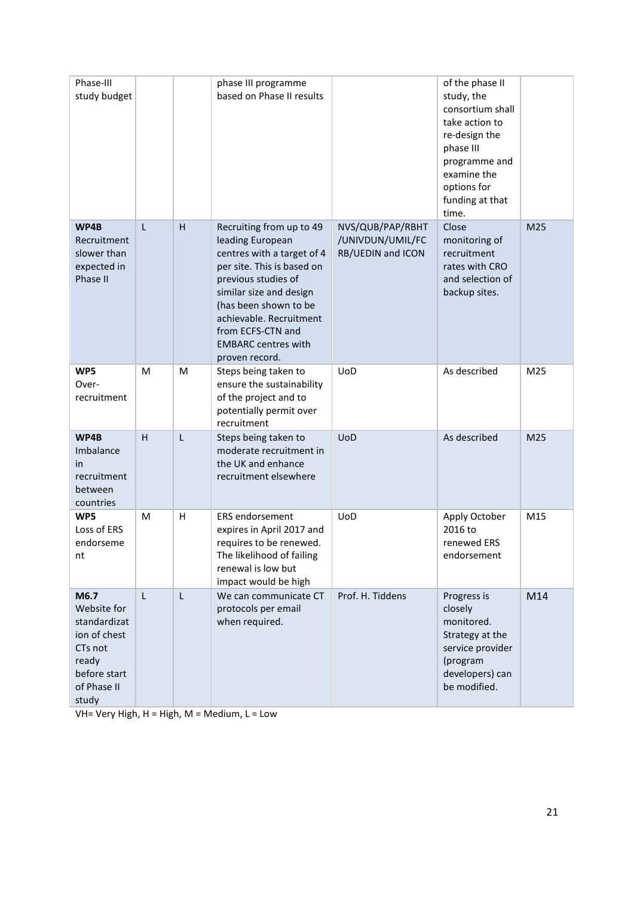| | | | | | | |
|---|---|---|---|---|---|---|
| Phase-III study budget | | | phase III programme based on Phase II results | | of the phase II study, the consortium shall take action to re-design the phase III programme and examine the options for funding at that time. | |
| **WP4B** Recruitment slower than expected in Phase II | L | H | Recruiting from up to 49 leading European centres with a target of 4 per site. This is based on previous studies of similar size and design (has been shown to be achievable. Recruitment from ECFS-CTN and EMBARC centres with proven record. | NVS/QUB/PAP/RBHT /UNIVDUN/UMIL/FC RB/UEDIN and ICON | Close monitoring of recruitment rates with CRO and selection of backup sites. | M25 |
| **WP5** Over-recruitment | M | M | Steps being taken to ensure the sustainability of the project and to potentially permit over recruitment | UoD | As described | M25 |
| **WP4B** Imbalance in recruitment between countries | H | L | Steps being taken to moderate recruitment in the UK and enhance recruitment elsewhere | UoD | As described | M25 |
| **WP5** Loss of ERS endorseme nt | M | H | ERS endorsement expires in April 2017 and requires to be renewed. The likelihood of failing renewal is low but impact would be high | UoD | Apply October 2016 to renewed ERS endorsement | M15 |
| **M6.7** Website for standardizat ion of chest CTs not ready before start of Phase II study | L | L | We can communicate CT protocols per email when required. | Prof. H. Tiddens | Progress is closely monitored. Strategy at the service provider (program developers) can be modified. | M14 |

VH= Very High, H = High, M = Medium, L = Low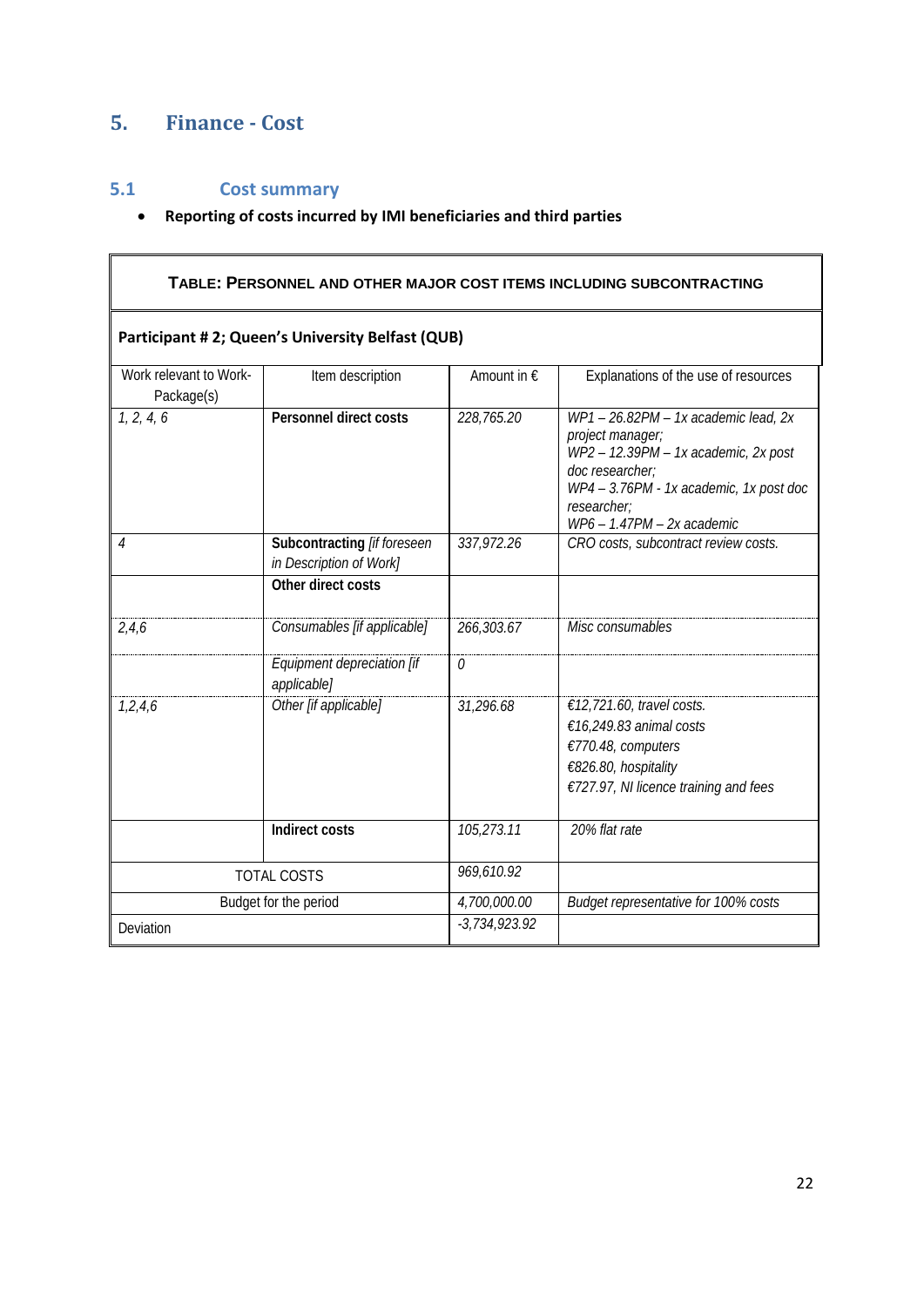# 5. Finance - Cost

## 5.1 Cost summary

- **Reporting of costs incurred by IMI beneficiaries and third parties**

| **TABLE: PERSONNEL AND OTHER MAJOR COST ITEMS INCLUDING SUBCONTRACTING** | | | |
|---|---|---|---|
| **Participant # 2; Queen's University Belfast (QUB)** | | | |
| Work relevant to Work-Package(s) | Item description | Amount in € | Explanations of the use of resources |
| *1, 2, 4, 6* | **Personnel direct costs** | *228,765.20* | *WP1 – 26.82PM – 1x academic lead, 2x project manager; WP2 – 12.39PM – 1x academic, 2x post doc researcher; WP4 – 3.76PM - 1x academic, 1x post doc researcher; WP6 – 1.47PM – 2x academic* |
| *4* | **Subcontracting** *[if foreseen in Description of Work]* | *337,972.26* | *CRO costs, subcontract review costs.* |
| | **Other direct costs** | | |
| *2,4,6* | *Consumables [if applicable]* | *266,303.67* | *Misc consumables* |
| | *Equipment depreciation [if applicable]* | *0* | |
| *1,2,4,6* | *Other [if applicable]* | *31,296.68* | *€12,721.60, travel costs. €16,249.83 animal costs €770.48, computers €826.80, hospitality €727.97, NI licence training and fees* |
| | **Indirect costs** | *105,273.11* | *20% flat rate* |
| TOTAL COSTS | | *969,610.92* | |
| Budget for the period | | *4,700,000.00* | *Budget representative for 100% costs* |
| Deviation | | *-3,734,923.92* | |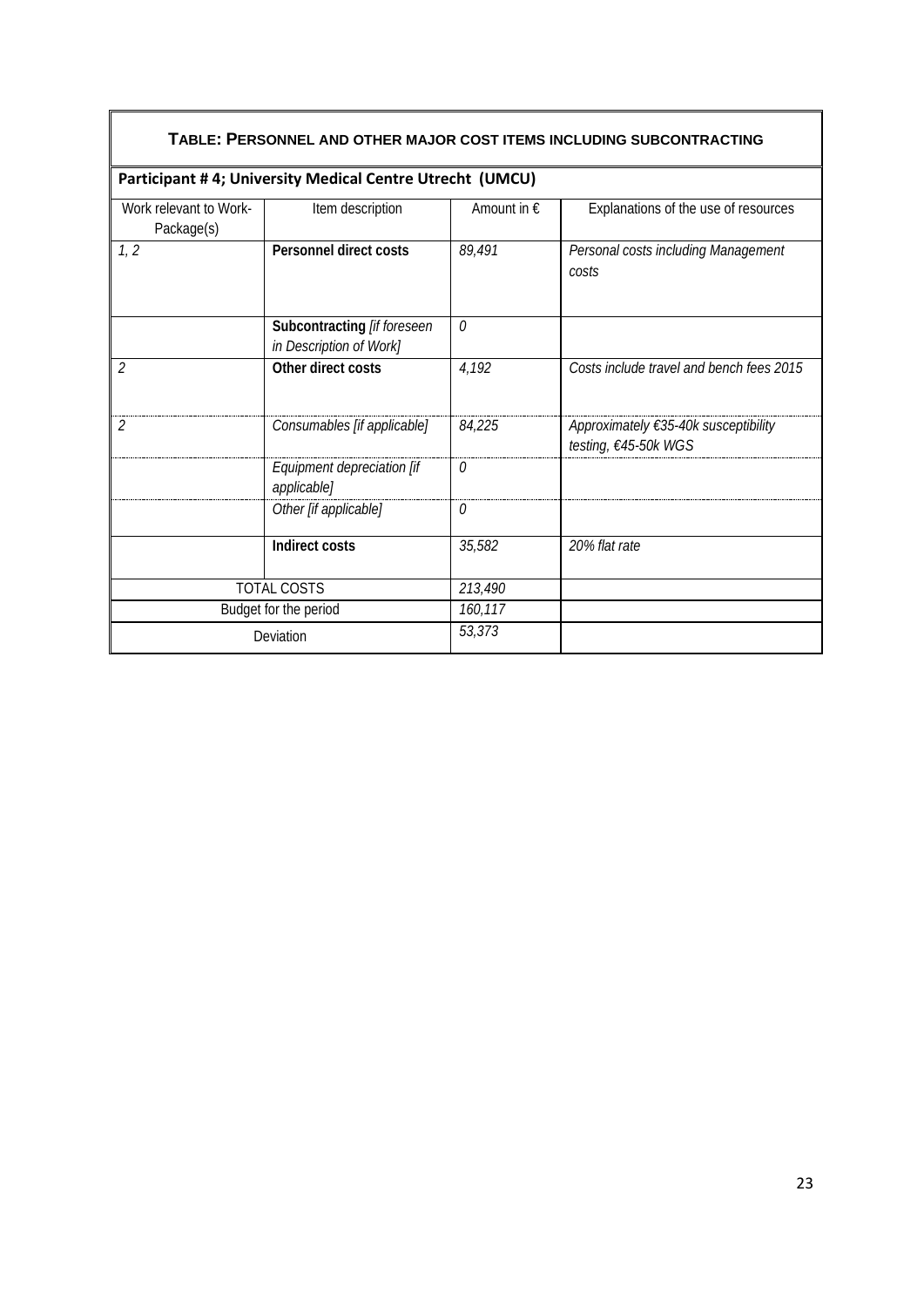| **TABLE: PERSONNEL AND OTHER MAJOR COST ITEMS INCLUDING SUBCONTRACTING** | | | |
|---|---|---|---|
| **Participant # 4; University Medical Centre Utrecht (UMCU)** | | | |
| Work relevant to Work-Package(s) | Item description | Amount in € | Explanations of the use of resources |
| *1, 2* | **Personnel direct costs** | *89,491* | *Personal costs including Management costs* |
| | **Subcontracting** *[if foreseen in Description of Work]* | *0* | |
| *2* | **Other direct costs** | *4,192* | *Costs include travel and bench fees 2015* |
| *2* | *Consumables [if applicable]* | *84,225* | *Approximately €35-40k susceptibility testing, €45-50k WGS* |
| | *Equipment depreciation [if applicable]* | *0* | |
| | *Other [if applicable]* | *0* | |
| | **Indirect costs** | *35,582* | *20% flat rate* |
| TOTAL COSTS | | *213,490* | |
| Budget for the period | | *160,117* | |
| Deviation | | *53,373* | |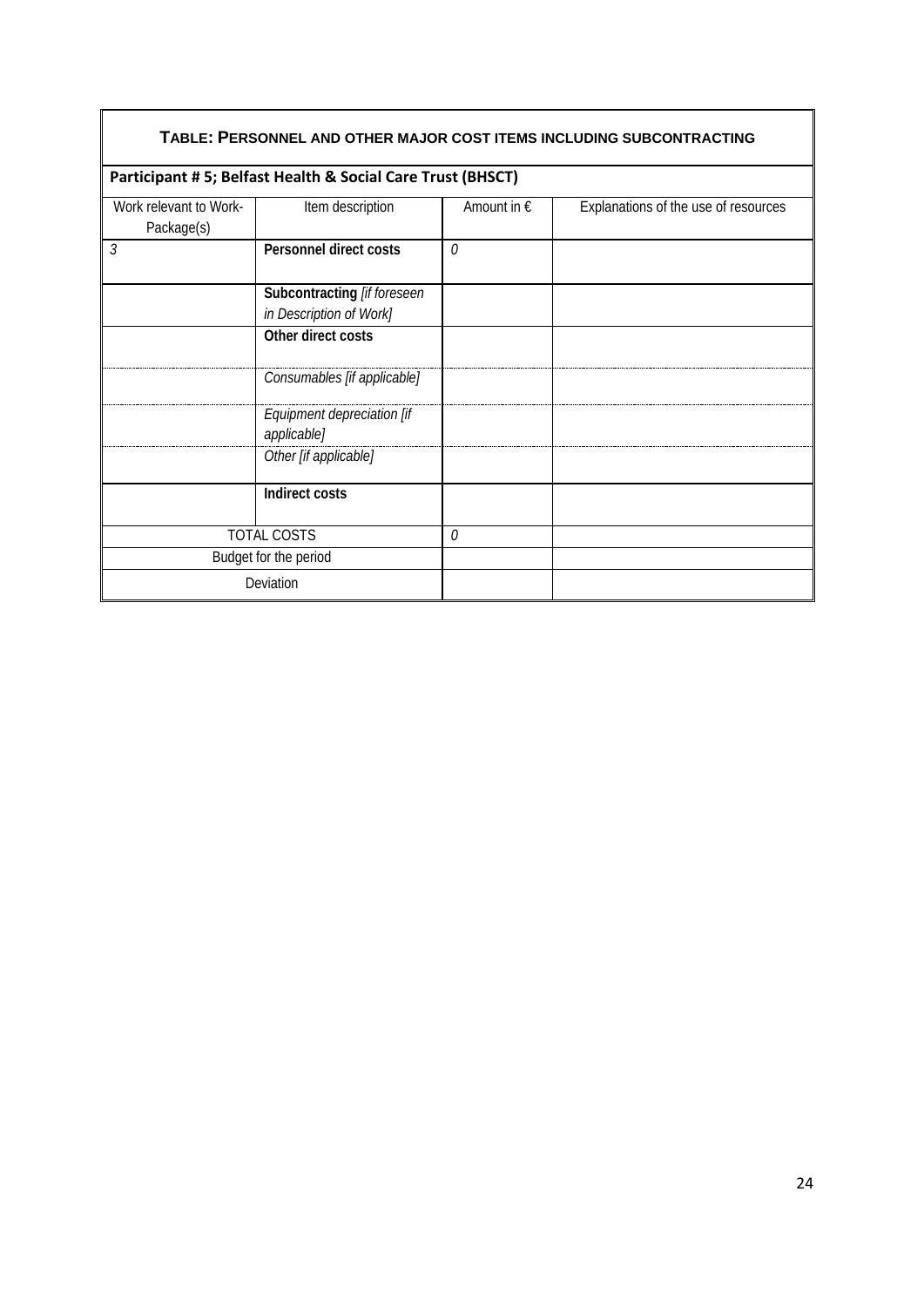**TABLE: PERSONNEL AND OTHER MAJOR COST ITEMS INCLUDING SUBCONTRACTING**

**Participant # 5; Belfast Health & Social Care Trust (BHSCT)**

| Work relevant to Work-Package(s) | Item description | Amount in € | Explanations of the use of resources |
|---|---|---|---|
| *3* | **Personnel direct costs** | *0* | |
| | **Subcontracting** *[if foreseen in Description of Work]* | | |
| | **Other direct costs** | | |
| | *Consumables [if applicable]* | | |
| | *Equipment depreciation [if applicable]* | | |
| | *Other [if applicable]* | | |
| | **Indirect costs** | | |
| TOTAL COSTS | | *0* | |
| Budget for the period | | | |
| Deviation | | | |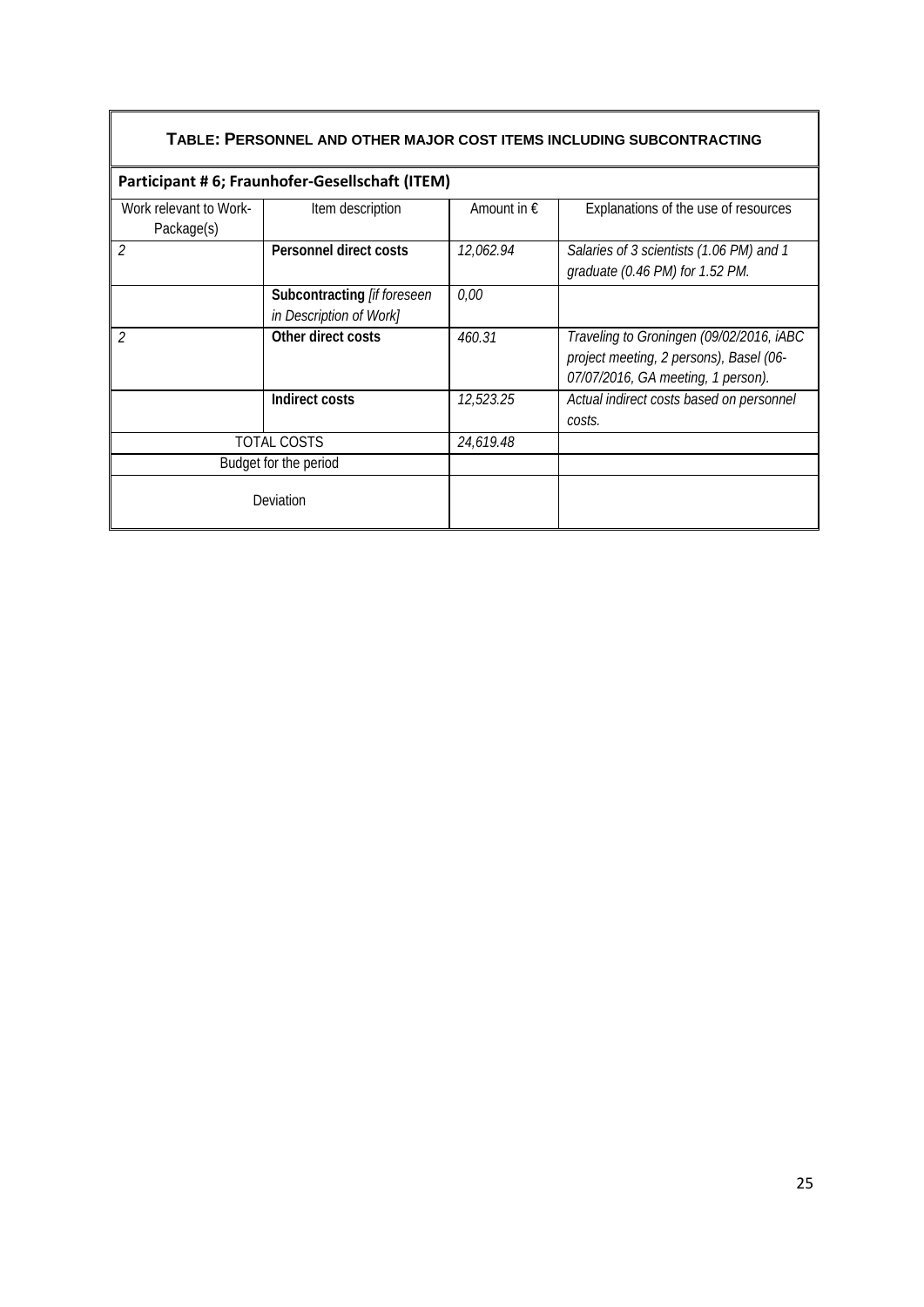| **TABLE: PERSONNEL AND OTHER MAJOR COST ITEMS INCLUDING SUBCONTRACTING** | | | |
|---|---|---|---|
| **Participant # 6; Fraunhofer-Gesellschaft (ITEM)** | | | |
| Work relevant to Work-Package(s) | Item description | Amount in € | Explanations of the use of resources |
| *2* | **Personnel direct costs** | *12,062.94* | *Salaries of 3 scientists (1.06 PM) and 1 graduate (0.46 PM) for 1.52 PM.* |
| | **Subcontracting** *[if foreseen in Description of Work]* | *0,00* | |
| *2* | **Other direct costs** | *460.31* | *Traveling to Groningen (09/02/2016, iABC project meeting, 2 persons), Basel (06-07/07/2016, GA meeting, 1 person).* |
| | **Indirect costs** | *12,523.25* | *Actual indirect costs based on personnel costs.* |
| TOTAL COSTS | | *24,619.48* | |
| Budget for the period | | | |
| Deviation | | | |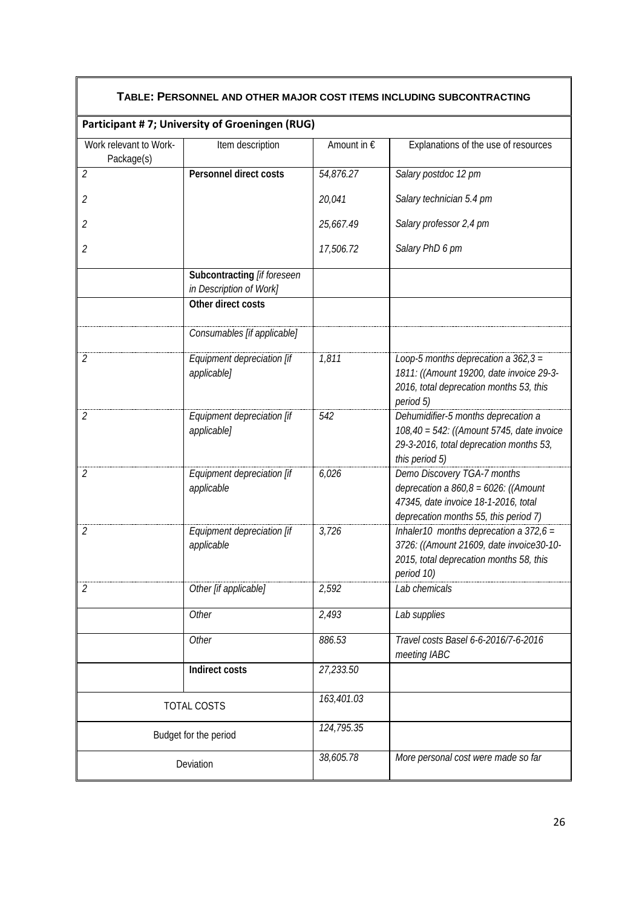| **TABLE: PERSONNEL AND OTHER MAJOR COST ITEMS INCLUDING SUBCONTRACTING** | | | |
|---|---|---|---|
| **Participant # 7; University of Groeningen (RUG)** | | | |
| Work relevant to Work-Package(s) | Item description | Amount in € | Explanations of the use of resources |
| *2* | **Personnel direct costs** | *54,876.27* | *Salary postdoc 12 pm* |
| *2* | | *20,041* | *Salary technician 5.4 pm* |
| *2* | | *25,667.49* | *Salary professor 2,4 pm* |
| *2* | | *17,506.72* | *Salary PhD 6 pm* |
| | **Subcontracting** *[if foreseen in Description of Work]* | | |
| | **Other direct costs** | | |
| | *Consumables [if applicable]* | | |
| *2* | *Equipment depreciation [if applicable]* | *1,811* | *Loop-5 months deprecation a 362,3 = 1811: ((Amount 19200, date invoice 29-3-2016, total deprecation months 53, this period 5)* |
| *2* | *Equipment depreciation [if applicable]* | *542* | *Dehumidifier-5 months deprecation a 108,40 = 542: ((Amount 5745, date invoice 29-3-2016, total deprecation months 53, this period 5)* |
| *2* | *Equipment depreciation [if applicable* | *6,026* | *Demo Discovery TGA-7 months deprecation a 860,8 = 6026: ((Amount 47345, date invoice 18-1-2016, total deprecation months 55, this period 7)* |
| *2* | *Equipment depreciation [if applicable* | *3,726* | *Inhaler10 months deprecation a 372,6 = 3726: ((Amount 21609, date invoice30-10-2015, total deprecation months 58, this period 10)* |
| *2* | *Other [if applicable]* | *2,592* | *Lab chemicals* |
| | *Other* | *2,493* | *Lab supplies* |
| | *Other* | *886.53* | *Travel costs Basel 6-6-2016/7-6-2016 meeting IABC* |
| | **Indirect costs** | *27,233.50* | |
| TOTAL COSTS | | *163,401.03* | |
| Budget for the period | | *124,795.35* | |
| Deviation | | *38,605.78* | *More personal cost were made so far* |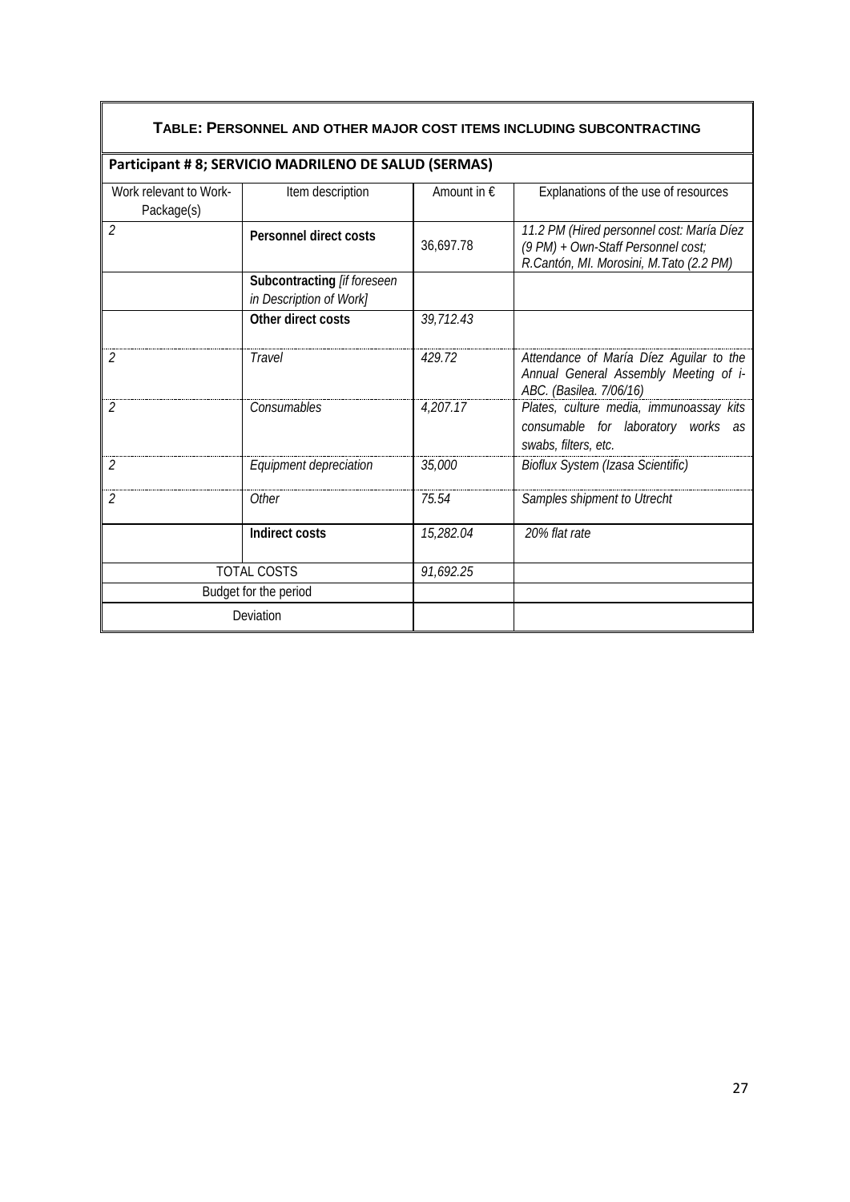| **TABLE: PERSONNEL AND OTHER MAJOR COST ITEMS INCLUDING SUBCONTRACTING** | | | |
|---|---|---|---|
| **Participant # 8; SERVICIO MADRILENO DE SALUD (SERMAS)** | | | |
| Work relevant to Work-Package(s) | Item description | Amount in € | Explanations of the use of resources |
| *2* | **Personnel direct costs** | 36,697.78 | *11.2 PM (Hired personnel cost: María Díez (9 PM) + Own-Staff Personnel cost; R.Cantón, MI. Morosini, M.Tato (2.2 PM)* |
| | **Subcontracting** *[if foreseen in Description of Work]* | | |
| | **Other direct costs** | *39,712.43* | |
| *2* | *Travel* | *429.72* | *Attendance of María Díez Aguilar to the Annual General Assembly Meeting of i-ABC. (Basilea. 7/06/16)* |
| *2* | *Consumables* | *4,207.17* | *Plates, culture media, immunoassay kits consumable for laboratory works as swabs, filters, etc.* |
| *2* | *Equipment depreciation* | *35,000* | *Bioflux System (Izasa Scientific)* |
| *2* | *Other* | *75.54* | *Samples shipment to Utrecht* |
| | **Indirect costs** | *15,282.04* | *20% flat rate* |
| TOTAL COSTS | | *91,692.25* | |
| Budget for the period | | | |
| Deviation | | | |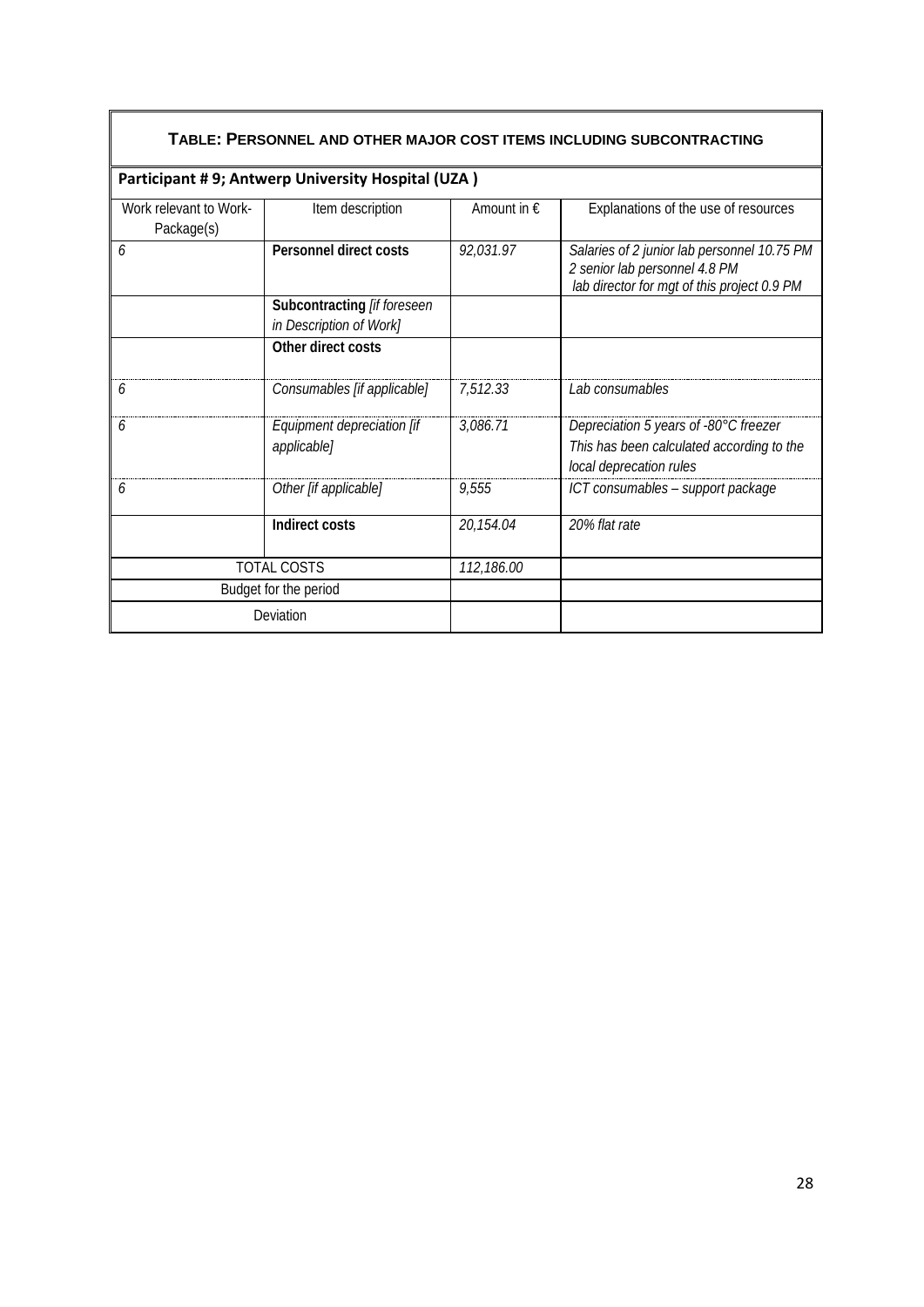| **TABLE: PERSONNEL AND OTHER MAJOR COST ITEMS INCLUDING SUBCONTRACTING** | | | |
|---|---|---|---|
| **Participant # 9; Antwerp University Hospital (UZA )** | | | |
| Work relevant to Work-Package(s) | Item description | Amount in € | Explanations of the use of resources |
| *6* | **Personnel direct costs** | *92,031.97* | *Salaries of 2 junior lab personnel 10.75 PM*<br>*2 senior lab personnel 4.8 PM*<br>*lab director for mgt of this project 0.9 PM* |
| | **Subcontracting** *[if foreseen in Description of Work]* | | |
| | **Other direct costs** | | |
| *6* | *Consumables [if applicable]* | *7,512.33* | *Lab consumables* |
| *6* | *Equipment depreciation [if applicable]* | *3,086.71* | *Depreciation 5 years of -80°C freezer*<br>*This has been calculated according to the local deprecation rules* |
| *6* | *Other [if applicable]* | *9,555* | *ICT consumables – support package* |
| | **Indirect costs** | *20,154.04* | *20% flat rate* |
| TOTAL COSTS | | *112,186.00* | |
| Budget for the period | | | |
| Deviation | | | |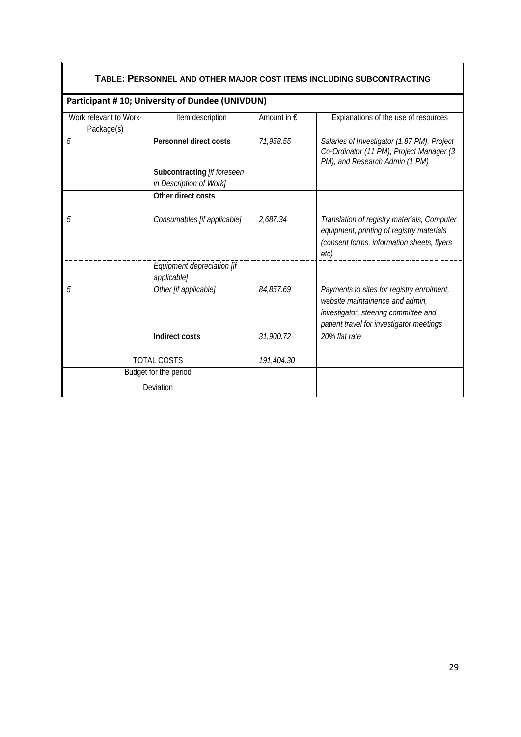**TABLE: PERSONNEL AND OTHER MAJOR COST ITEMS INCLUDING SUBCONTRACTING**

**Participant # 10; University of Dundee (UNIVDUN)**

| Work relevant to Work-Package(s) | Item description | Amount in € | Explanations of the use of resources |
|---|---|---|---|
| *5* | **Personnel direct costs** | *71,958.55* | *Salaries of Investigator (1.87 PM), Project Co-Ordinator (11 PM), Project Manager (3 PM), and Research Admin (1 PM)* |
| | **Subcontracting** *[if foreseen in Description of Work]* | | |
| | **Other direct costs** | | |
| *5* | *Consumables [if applicable]* | *2,687.34* | *Translation of registry materials, Computer equipment, printing of registry materials (consent forms, information sheets, flyers etc)* |
| | *Equipment depreciation [if applicable]* | | |
| *5* | *Other [if applicable]* | *84,857.69* | *Payments to sites for registry enrolment, website maintainence and admin, investigator, steering committee and patient travel for investigator meetings* |
| | **Indirect costs** | *31,900.72* | *20% flat rate* |
| TOTAL COSTS | | *191,404.30* | |
| Budget for the period | | | |
| Deviation | | | |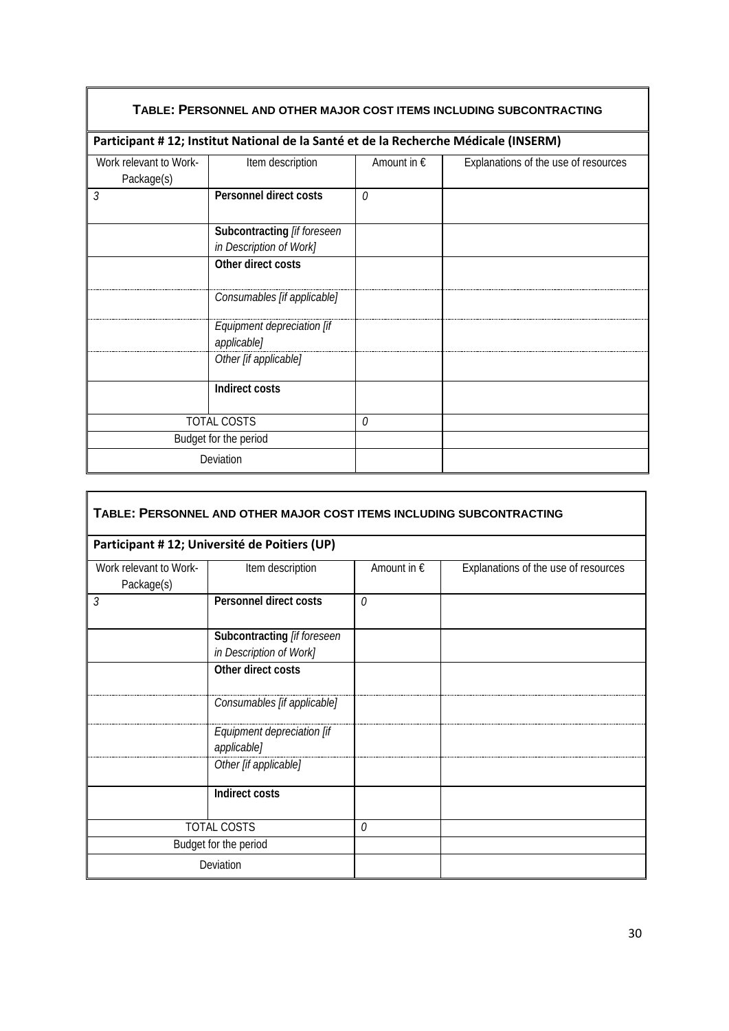| **TABLE: PERSONNEL AND OTHER MAJOR COST ITEMS INCLUDING SUBCONTRACTING** | | | |
|---|---|---|---|
| **Participant # 12; Institut National de la Santé et de la Recherche Médicale (INSERM)** | | | |
| Work relevant to Work-Package(s) | Item description | Amount in € | Explanations of the use of resources |
| *3* | **Personnel direct costs** | *0* | |
| | **Subcontracting** *[if foreseen in Description of Work]* | | |
| | **Other direct costs** | | |
| | *Consumables [if applicable]* | | |
| | *Equipment depreciation [if applicable]* | | |
| | *Other [if applicable]* | | |
| | **Indirect costs** | | |
| TOTAL COSTS | | *0* | |
| Budget for the period | | | |
| Deviation | | | |

| **TABLE: PERSONNEL AND OTHER MAJOR COST ITEMS INCLUDING SUBCONTRACTING** | | | |
|---|---|---|---|
| **Participant # 12; Université de Poitiers (UP)** | | | |
| Work relevant to Work-Package(s) | Item description | Amount in € | Explanations of the use of resources |
| *3* | **Personnel direct costs** | *0* | |
| | **Subcontracting** *[if foreseen in Description of Work]* | | |
| | **Other direct costs** | | |
| | *Consumables [if applicable]* | | |
| | *Equipment depreciation [if applicable]* | | |
| | *Other [if applicable]* | | |
| | **Indirect costs** | | |
| TOTAL COSTS | | *0* | |
| Budget for the period | | | |
| Deviation | | | |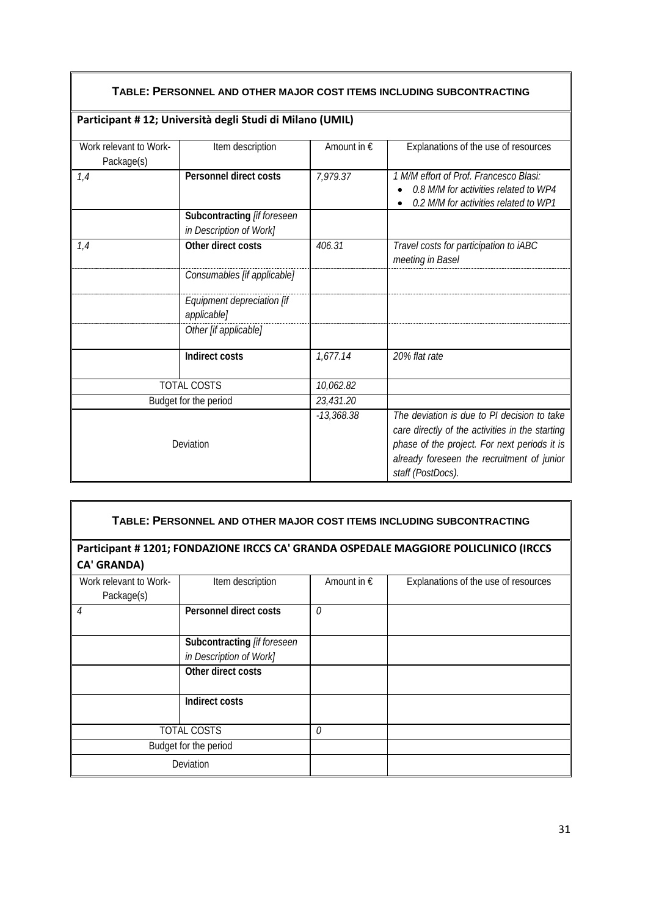**TABLE: PERSONNEL AND OTHER MAJOR COST ITEMS INCLUDING SUBCONTRACTING**

**Participant # 12; Università degli Studi di Milano (UMIL)**

| Work relevant to Work-Package(s) | Item description | Amount in € | Explanations of the use of resources |
|---|---|---|---|
| *1,4* | **Personnel direct costs** | *7,979.37* | *1 M/M effort of Prof. Francesco Blasi:* <br>• *0.8 M/M for activities related to WP4* <br>• *0.2 M/M for activities related to WP1* |
| | **Subcontracting** *[if foreseen in Description of Work]* | | |
| *1,4* | **Other direct costs** | *406.31* | *Travel costs for participation to iABC meeting in Basel* |
| | *Consumables [if applicable]* | | |
| | *Equipment depreciation [if applicable]* | | |
| | *Other [if applicable]* | | |
| | **Indirect costs** | *1,677.14* | *20% flat rate* |
| TOTAL COSTS | | *10,062.82* | |
| Budget for the period | | *23,431.20* | |
| Deviation | | *-13,368.38* | *The deviation is due to PI decision to take care directly of the activities in the starting phase of the project. For next periods it is already foreseen the recruitment of junior staff (PostDocs).* |

**TABLE: PERSONNEL AND OTHER MAJOR COST ITEMS INCLUDING SUBCONTRACTING**

**Participant # 1201; FONDAZIONE IRCCS CA' GRANDA OSPEDALE MAGGIORE POLICLINICO (IRCCS CA' GRANDA)**

| Work relevant to Work-Package(s) | Item description | Amount in € | Explanations of the use of resources |
|---|---|---|---|
| *4* | **Personnel direct costs** | *0* | |
| | **Subcontracting** *[if foreseen in Description of Work]* | | |
| | **Other direct costs** | | |
| | **Indirect costs** | | |
| TOTAL COSTS | | *0* | |
| Budget for the period | | | |
| Deviation | | | |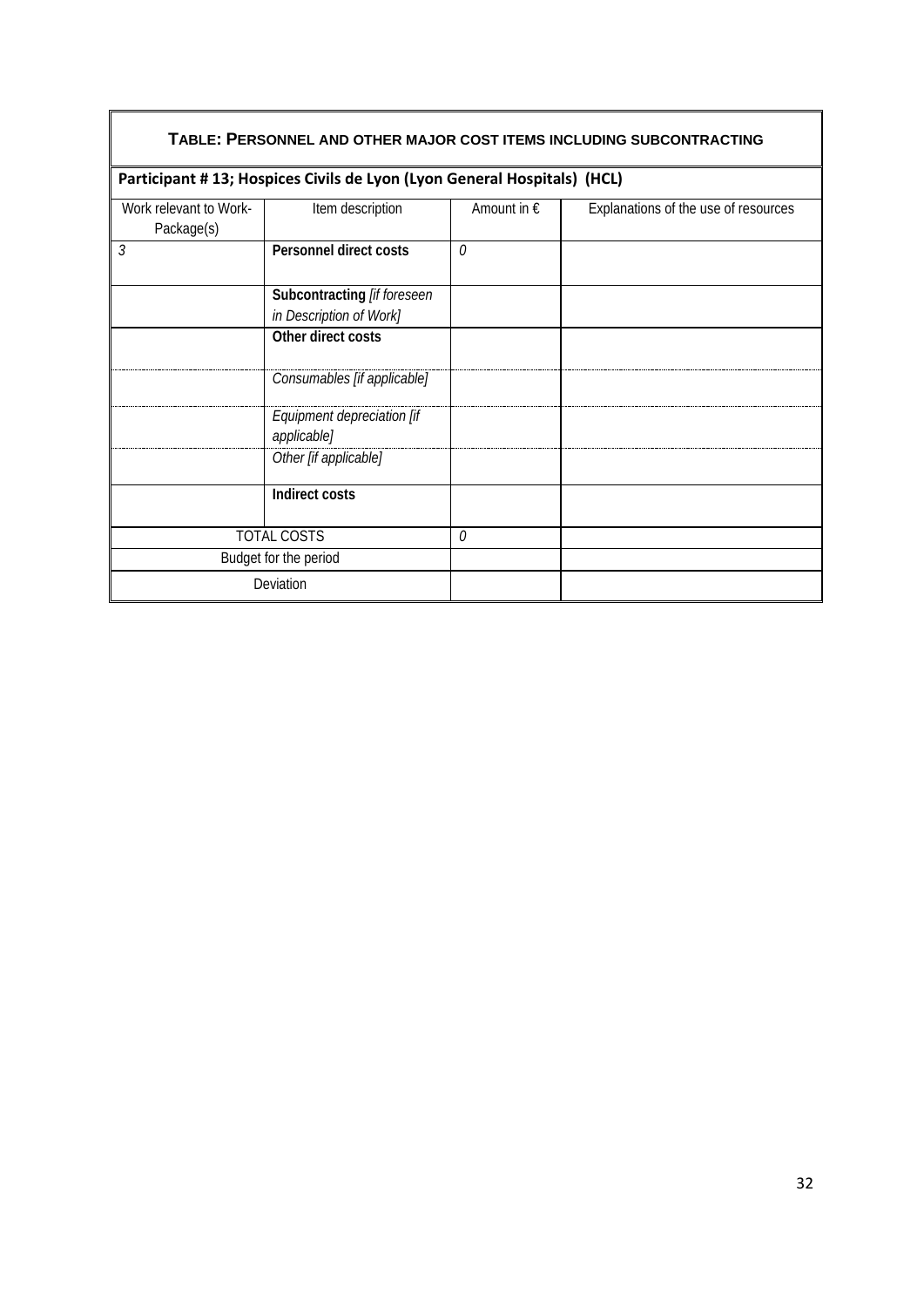**TABLE: PERSONNEL AND OTHER MAJOR COST ITEMS INCLUDING SUBCONTRACTING**

**Participant # 13; Hospices Civils de Lyon (Lyon General Hospitals) (HCL)**

| Work relevant to Work-Package(s) | Item description | Amount in € | Explanations of the use of resources |
|---|---|---|---|
| *3* | **Personnel direct costs** | *0* | |
| | **Subcontracting** *[if foreseen in Description of Work]* | | |
| | **Other direct costs** | | |
| | *Consumables [if applicable]* | | |
| | *Equipment depreciation [if applicable]* | | |
| | *Other [if applicable]* | | |
| | **Indirect costs** | | |
| TOTAL COSTS | | *0* | |
| Budget for the period | | | |
| Deviation | | | |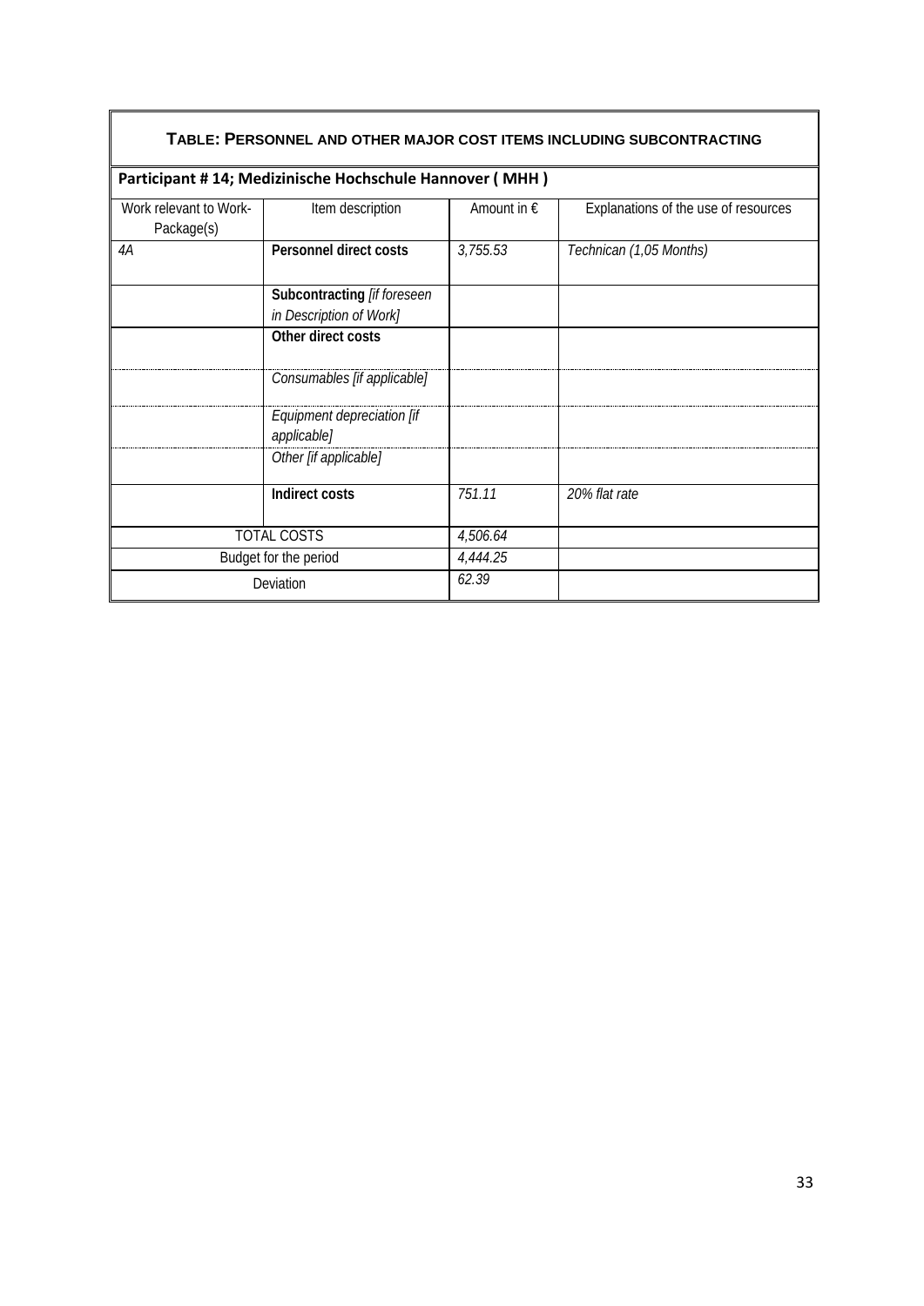| **TABLE: PERSONNEL AND OTHER MAJOR COST ITEMS INCLUDING SUBCONTRACTING** | | | |
|---|---|---|---|
| **Participant # 14; Medizinische Hochschule Hannover ( MHH )** | | | |
| Work relevant to Work-Package(s) | Item description | Amount in € | Explanations of the use of resources |
| *4A* | **Personnel direct costs** | *3,755.53* | *Technican (1,05 Months)* |
| | **Subcontracting** *[if foreseen in Description of Work]* | | |
| | **Other direct costs** | | |
| | *Consumables [if applicable]* | | |
| | *Equipment depreciation [if applicable]* | | |
| | *Other [if applicable]* | | |
| | **Indirect costs** | *751.11* | *20% flat rate* |
| TOTAL COSTS | | *4,506.64* | |
| Budget for the period | | *4,444.25* | |
| Deviation | | *62.39* | |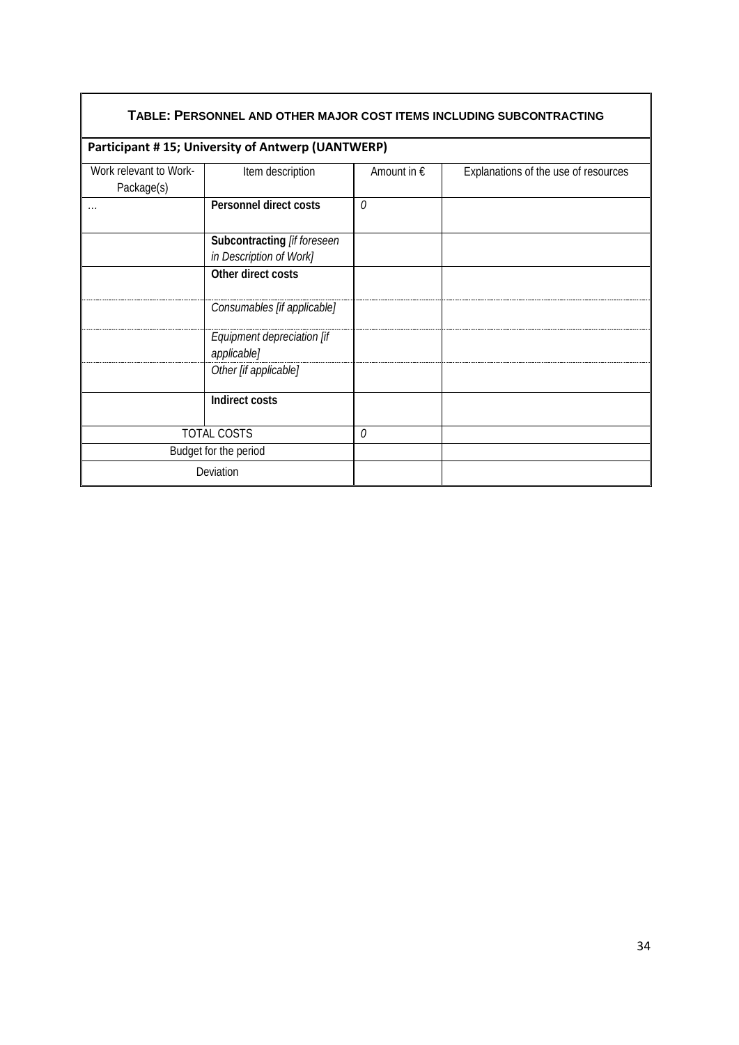**TABLE: PERSONNEL AND OTHER MAJOR COST ITEMS INCLUDING SUBCONTRACTING**

**Participant # 15; University of Antwerp (UANTWERP)**

| Work relevant to Work-Package(s) | Item description | Amount in € | Explanations of the use of resources |
|---|---|---|---|
| … | **Personnel direct costs** | *0* | |
| | **Subcontracting** *[if foreseen in Description of Work]* | | |
| | **Other direct costs** | | |
| | *Consumables [if applicable]* | | |
| | *Equipment depreciation [if applicable]* | | |
| | *Other [if applicable]* | | |
| | **Indirect costs** | | |
| TOTAL COSTS | | *0* | |
| Budget for the period | | | |
| Deviation | | | |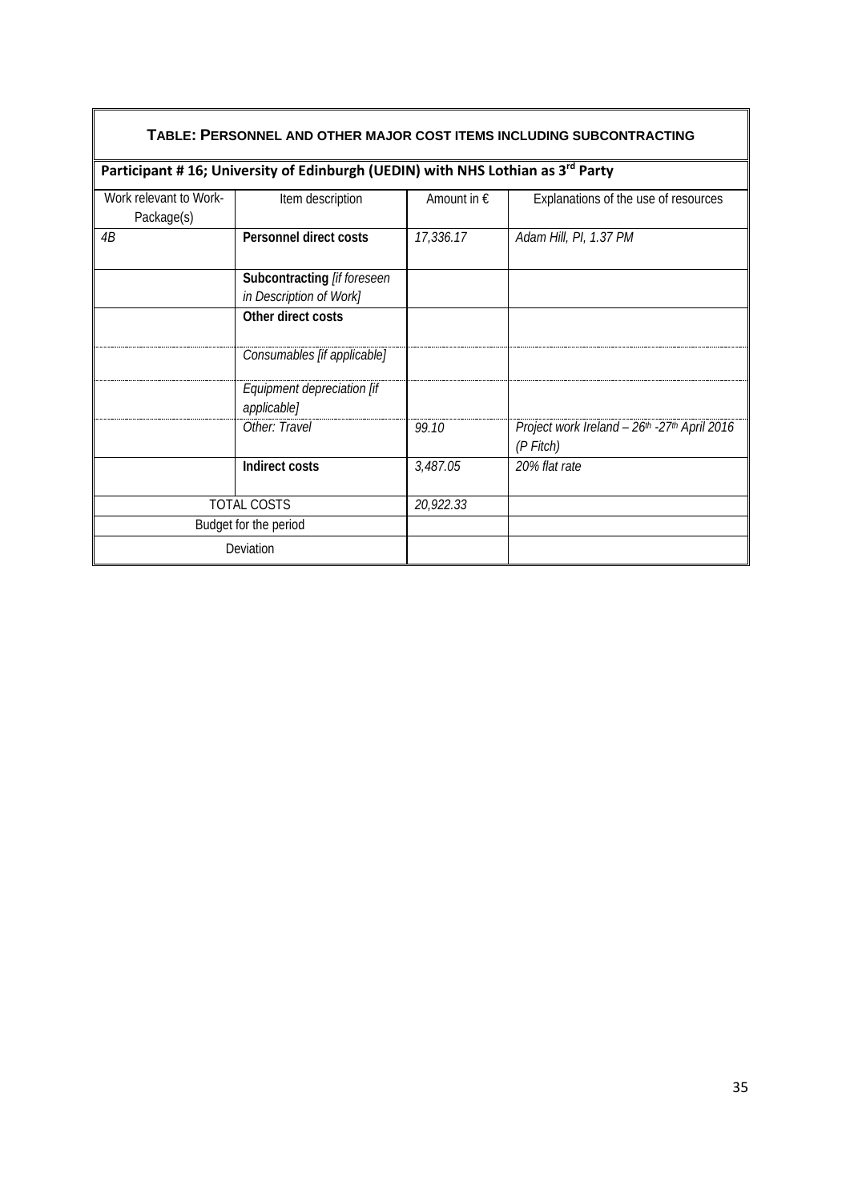| **TABLE: PERSONNEL AND OTHER MAJOR COST ITEMS INCLUDING SUBCONTRACTING** | | | |
|---|---|---|---|
| **Participant # 16; University of Edinburgh (UEDIN) with NHS Lothian as 3rd Party** | | | |
| Work relevant to Work-Package(s) | Item description | Amount in € | Explanations of the use of resources |
| *4B* | **Personnel direct costs** | *17,336.17* | *Adam Hill, PI, 1.37 PM* |
| | **Subcontracting** *[if foreseen in Description of Work]* | | |
| | **Other direct costs** | | |
| | *Consumables [if applicable]* | | |
| | *Equipment depreciation [if applicable]* | | |
| | *Other: Travel* | *99.10* | *Project work Ireland – 26th -27th April 2016 (P Fitch)* |
| | **Indirect costs** | *3,487.05* | *20% flat rate* |
| TOTAL COSTS | | *20,922.33* | |
| Budget for the period | | | |
| Deviation | | | |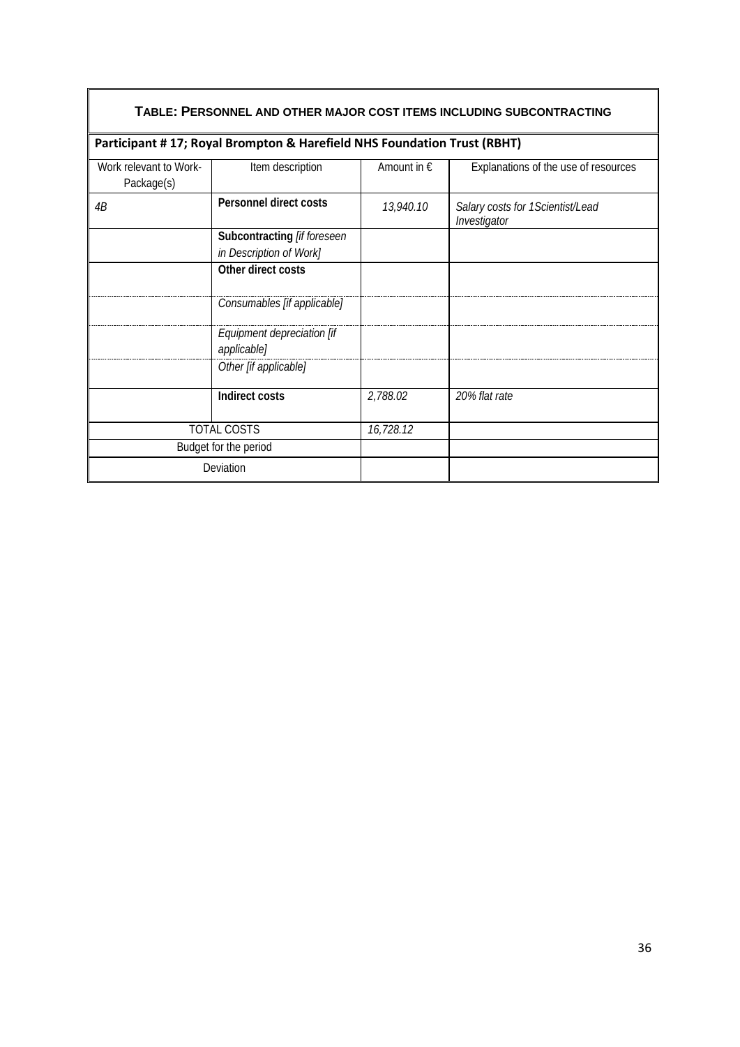| **TABLE: PERSONNEL AND OTHER MAJOR COST ITEMS INCLUDING SUBCONTRACTING** | | | |
|---|---|---|---|
| **Participant # 17; Royal Brompton & Harefield NHS Foundation Trust (RBHT)** | | | |
| Work relevant to Work-Package(s) | Item description | Amount in € | Explanations of the use of resources |
| *4B* | **Personnel direct costs** | *13,940.10* | *Salary costs for 1Scientist/Lead Investigator* |
| | **Subcontracting** *[if foreseen in Description of Work]* | | |
| | **Other direct costs** | | |
| | *Consumables [if applicable]* | | |
| | *Equipment depreciation [if applicable]* | | |
| | *Other [if applicable]* | | |
| | **Indirect costs** | *2,788.02* | *20% flat rate* |
| TOTAL COSTS | | *16,728.12* | |
| Budget for the period | | | |
| Deviation | | | |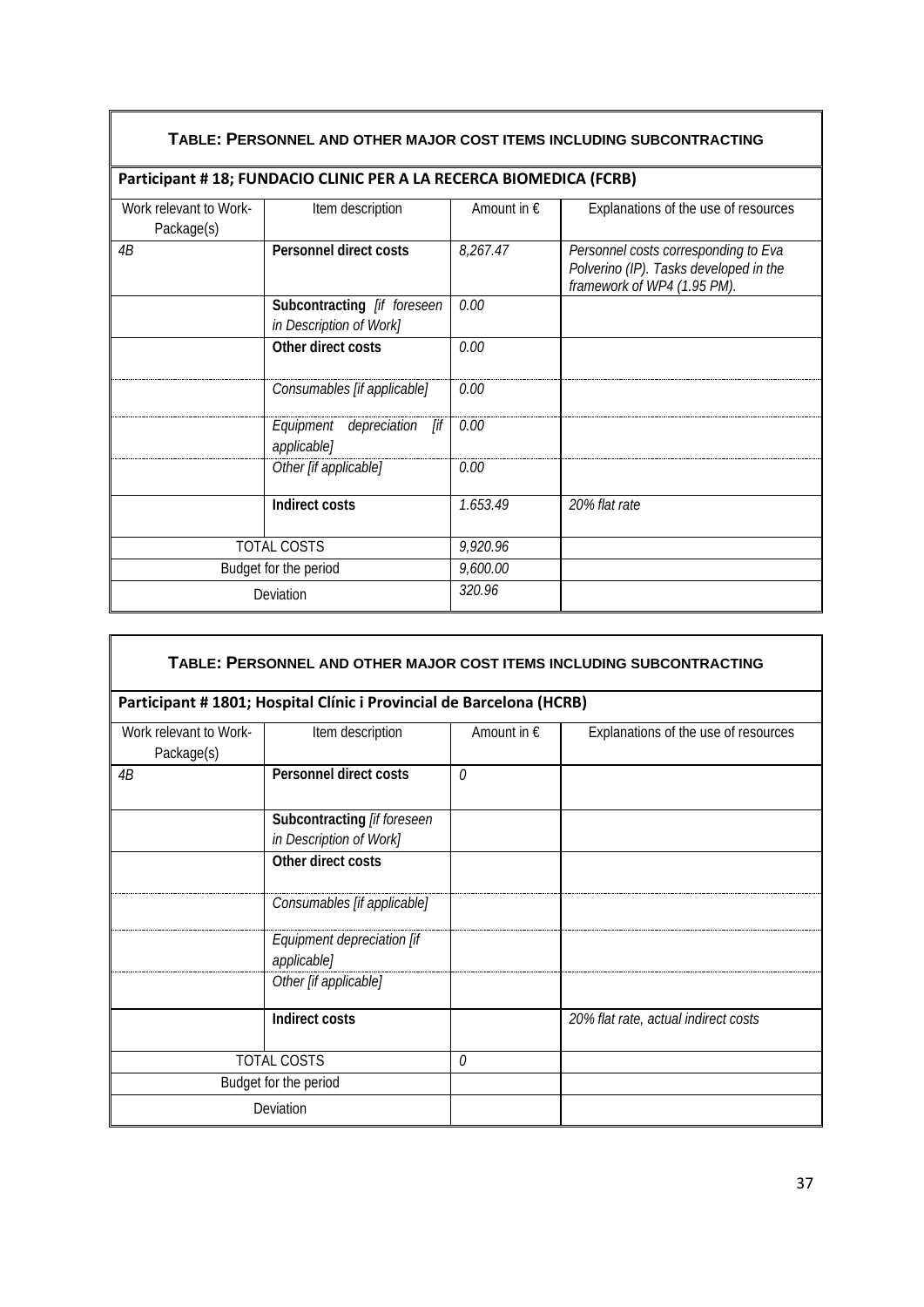| **TABLE: PERSONNEL AND OTHER MAJOR COST ITEMS INCLUDING SUBCONTRACTING** | | | |
|---|---|---|---|
| **Participant # 18; FUNDACIO CLINIC PER A LA RECERCA BIOMEDICA (FCRB)** | | | |
| Work relevant to Work-Package(s) | Item description | Amount in € | Explanations of the use of resources |
| *4B* | **Personnel direct costs** | *8,267.47* | *Personnel costs corresponding to Eva Polverino (IP). Tasks developed in the framework of WP4 (1.95 PM).* |
| | **Subcontracting** *[if foreseen in Description of Work]* | *0.00* | |
| | **Other direct costs** | *0.00* | |
| | *Consumables [if applicable]* | *0.00* | |
| | *Equipment depreciation [if applicable]* | *0.00* | |
| | *Other [if applicable]* | *0.00* | |
| | **Indirect costs** | *1.653.49* | *20% flat rate* |
| TOTAL COSTS | | *9,920.96* | |
| Budget for the period | | *9,600.00* | |
| Deviation | | *320.96* | |

| **TABLE: PERSONNEL AND OTHER MAJOR COST ITEMS INCLUDING SUBCONTRACTING** | | | |
|---|---|---|---|
| **Participant # 1801; Hospital Clínic i Provincial de Barcelona (HCRB)** | | | |
| Work relevant to Work-Package(s) | Item description | Amount in € | Explanations of the use of resources |
| *4B* | **Personnel direct costs** | *0* | |
| | **Subcontracting** *[if foreseen in Description of Work]* | | |
| | **Other direct costs** | | |
| | *Consumables [if applicable]* | | |
| | *Equipment depreciation [if applicable]* | | |
| | *Other [if applicable]* | | |
| | **Indirect costs** | | *20% flat rate, actual indirect costs* |
| TOTAL COSTS | | *0* | |
| Budget for the period | | | |
| Deviation | | | |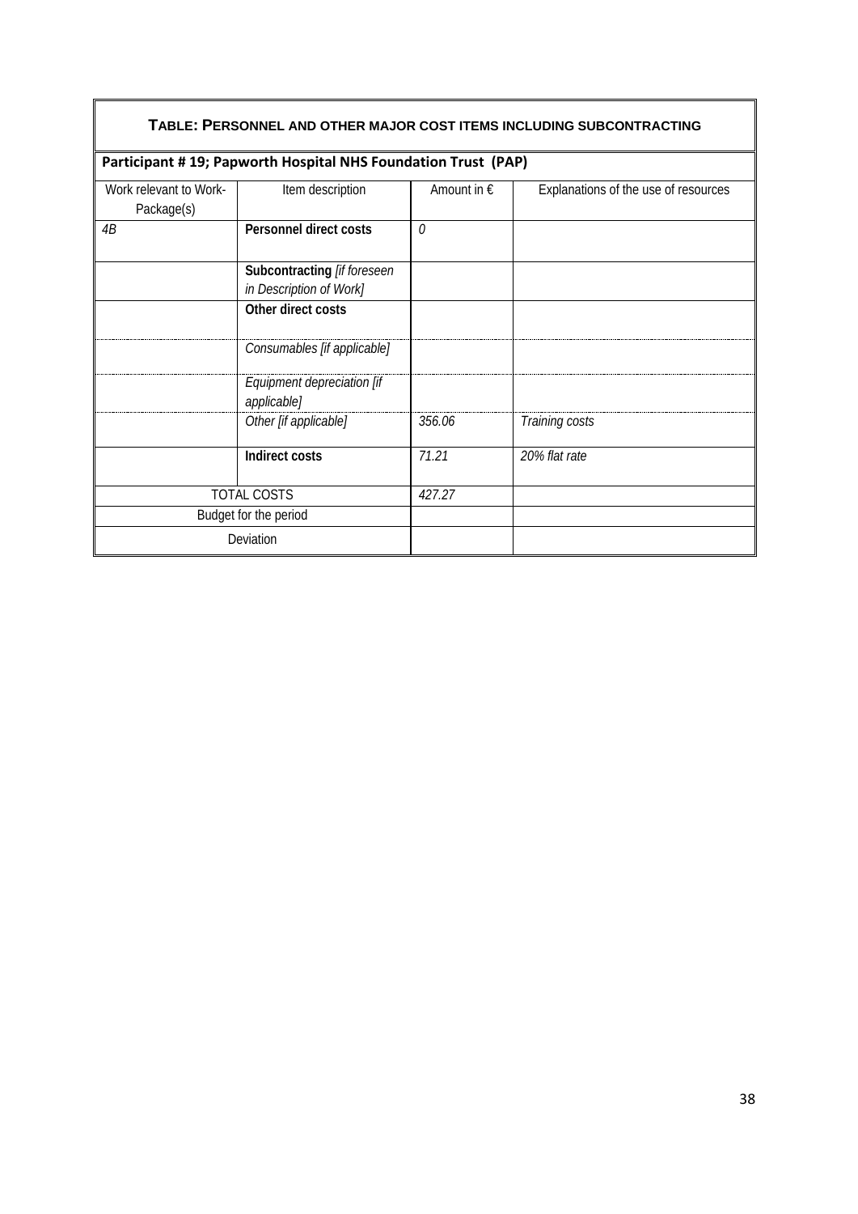## TABLE: PERSONNEL AND OTHER MAJOR COST ITEMS INCLUDING SUBCONTRACTING

**Participant # 19; Papworth Hospital NHS Foundation Trust (PAP)**

| Work relevant to Work-Package(s) | Item description | Amount in € | Explanations of the use of resources |
|---|---|---|---|
| *4B* | **Personnel direct costs** | *0* | |
| | **Subcontracting** *[if foreseen in Description of Work]* | | |
| | **Other direct costs** | | |
| | *Consumables [if applicable]* | | |
| | *Equipment depreciation [if applicable]* | | |
| | *Other [if applicable]* | *356.06* | *Training costs* |
| | **Indirect costs** | *71.21* | *20% flat rate* |
| TOTAL COSTS | | *427.27* | |
| Budget for the period | | | |
| Deviation | | | |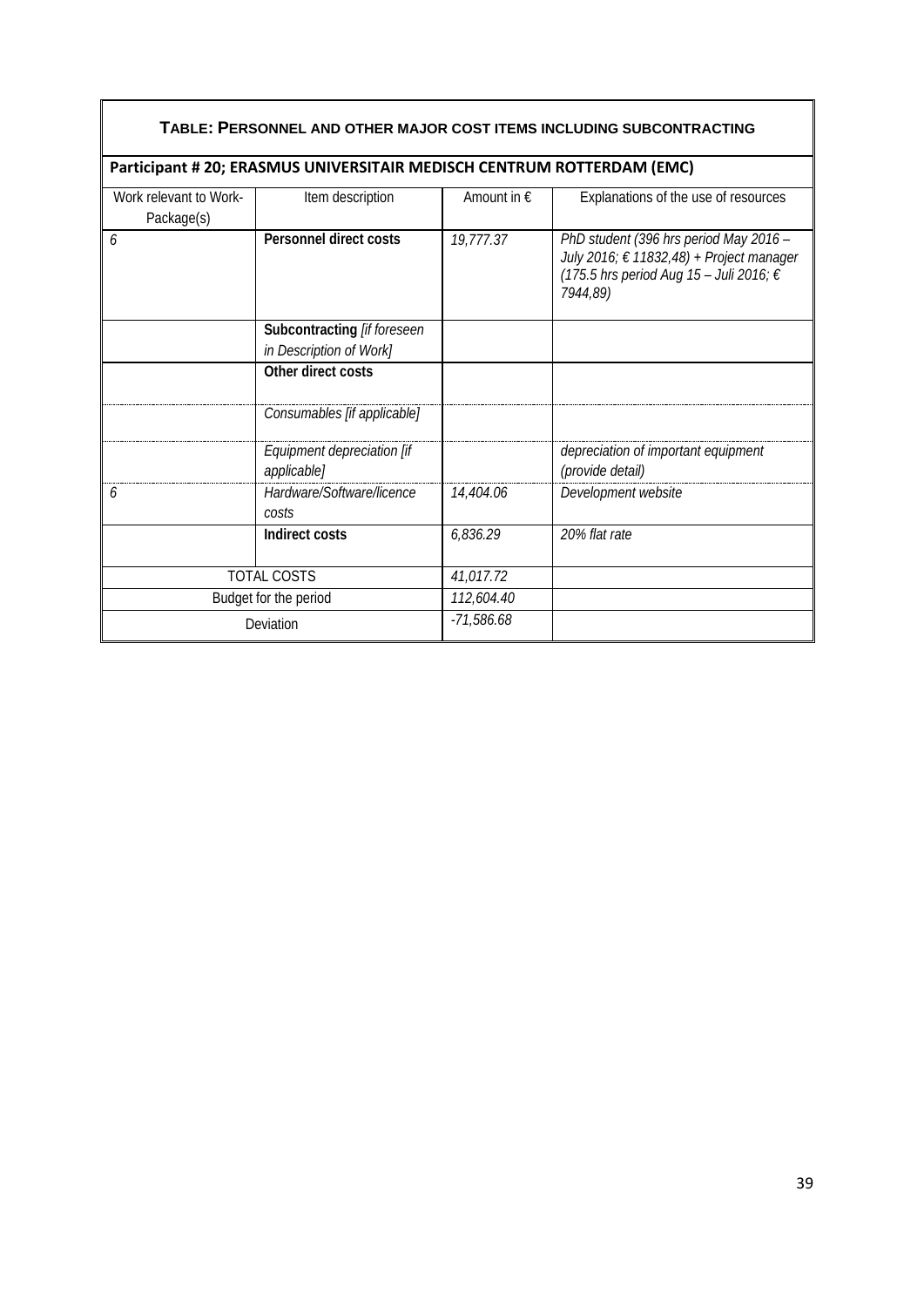| TABLE: PERSONNEL AND OTHER MAJOR COST ITEMS INCLUDING SUBCONTRACTING | | | |
|---|---|---|---|
| **Participant # 20; ERASMUS UNIVERSITAIR MEDISCH CENTRUM ROTTERDAM (EMC)** | | | |
| Work relevant to Work-Package(s) | Item description | Amount in € | Explanations of the use of resources |
| *6* | **Personnel direct costs** | *19,777.37* | *PhD student (396 hrs period May 2016 – July 2016; € 11832,48) + Project manager (175.5 hrs period Aug 15 – Juli 2016; € 7944,89)* |
| | **Subcontracting** *[if foreseen in Description of Work]* | | |
| | **Other direct costs** | | |
| | *Consumables [if applicable]* | | |
| | *Equipment depreciation [if applicable]* | | *depreciation of important equipment (provide detail)* |
| *6* | *Hardware/Software/licence costs* | *14,404.06* | *Development website* |
| | **Indirect costs** | *6,836.29* | *20% flat rate* |
| TOTAL COSTS | | *41,017.72* | |
| Budget for the period | | *112,604.40* | |
| Deviation | | *-71,586.68* | |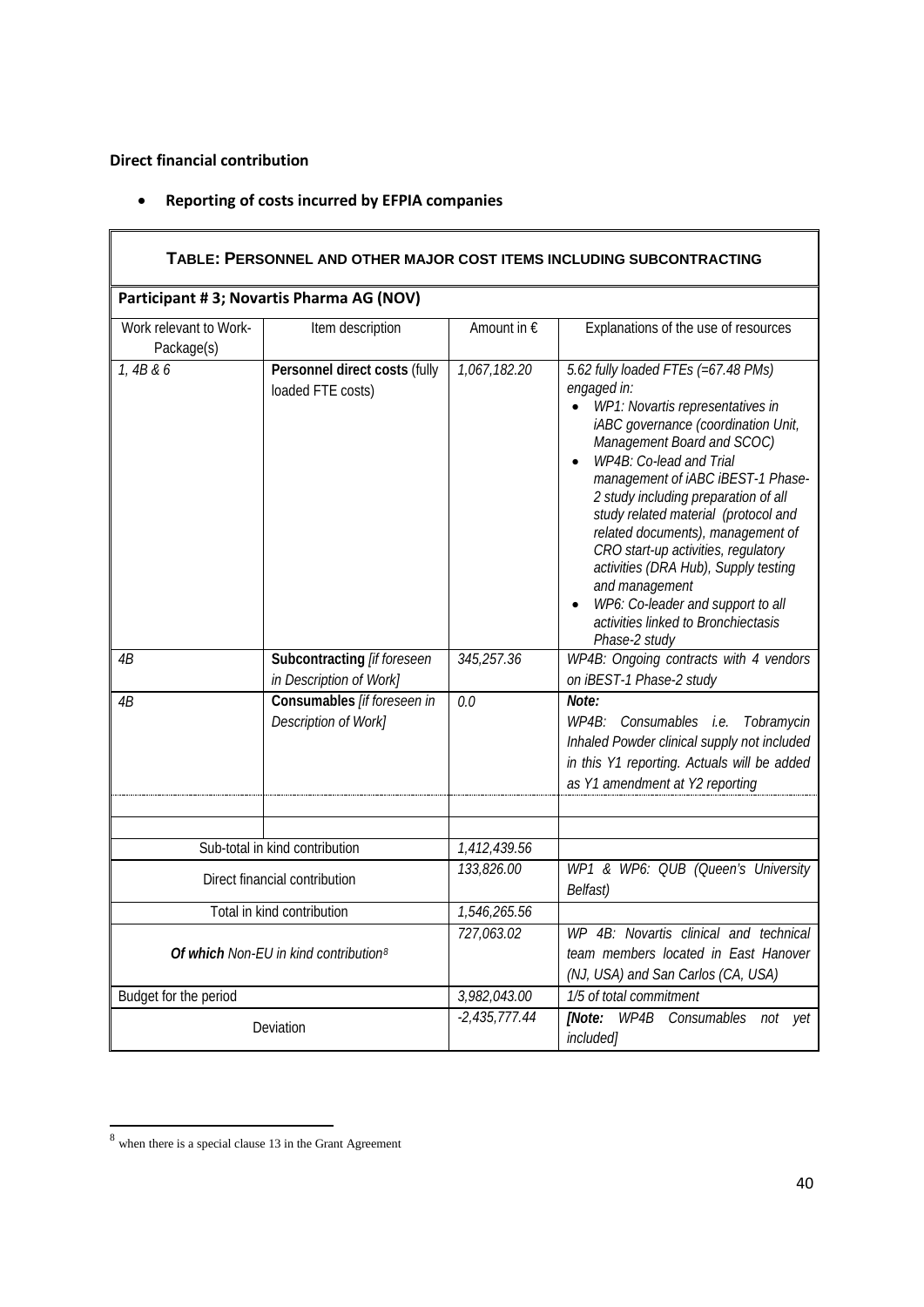**Direct financial contribution**

- **Reporting of costs incurred by EFPIA companies**

| TABLE: PERSONNEL AND OTHER MAJOR COST ITEMS INCLUDING SUBCONTRACTING | | | |
|---|---|---|---|
| **Participant # 3; Novartis Pharma AG (NOV)** | | | |
| Work relevant to Work-Package(s) | Item description | Amount in € | Explanations of the use of resources |
| *1, 4B & 6* | **Personnel direct costs** (fully loaded FTE costs) | *1,067,182.20* | *5.62 fully loaded FTEs (=67.48 PMs) engaged in:*<br>• *WP1: Novartis representatives in iABC governance (coordination Unit, Management Board and SCOC)*<br>• *WP4B: Co-lead and Trial management of iABC iBEST-1 Phase-2 study including preparation of all study related material (protocol and related documents), management of CRO start-up activities, regulatory activities (DRA Hub), Supply testing and management*<br>• *WP6: Co-leader and support to all activities linked to Bronchiectasis Phase-2 study* |
| *4B* | **Subcontracting** *[if foreseen in Description of Work]* | *345,257.36* | *WP4B: Ongoing contracts with 4 vendors on iBEST-1 Phase-2 study* |
| *4B* | **Consumables** *[if foreseen in Description of Work]* | *0.0* | ***Note:***<br>*WP4B: Consumables i.e. Tobramycin Inhaled Powder clinical supply not included in this Y1 reporting. Actuals will be added as Y1 amendment at Y2 reporting* |
| | | | |
| | | | |
| Sub-total in kind contribution | | *1,412,439.56* | |
| Direct financial contribution | | *133,826.00* | *WP1 & WP6: QUB (Queen's University Belfast)* |
| Total in kind contribution | | *1,546,265.56* | |
| ***Of which*** *Non-EU in kind contribution*[8] | | *727,063.02* | *WP 4B: Novartis clinical and technical team members located in East Hanover (NJ, USA) and San Carlos (CA, USA)* |
| Budget for the period | | *3,982,043.00* | *1/5 of total commitment* |
| Deviation | | *-2,435,777.44* | ***[Note:*** *WP4B Consumables not yet included]* |

[8] when there is a special clause 13 in the Grant Agreement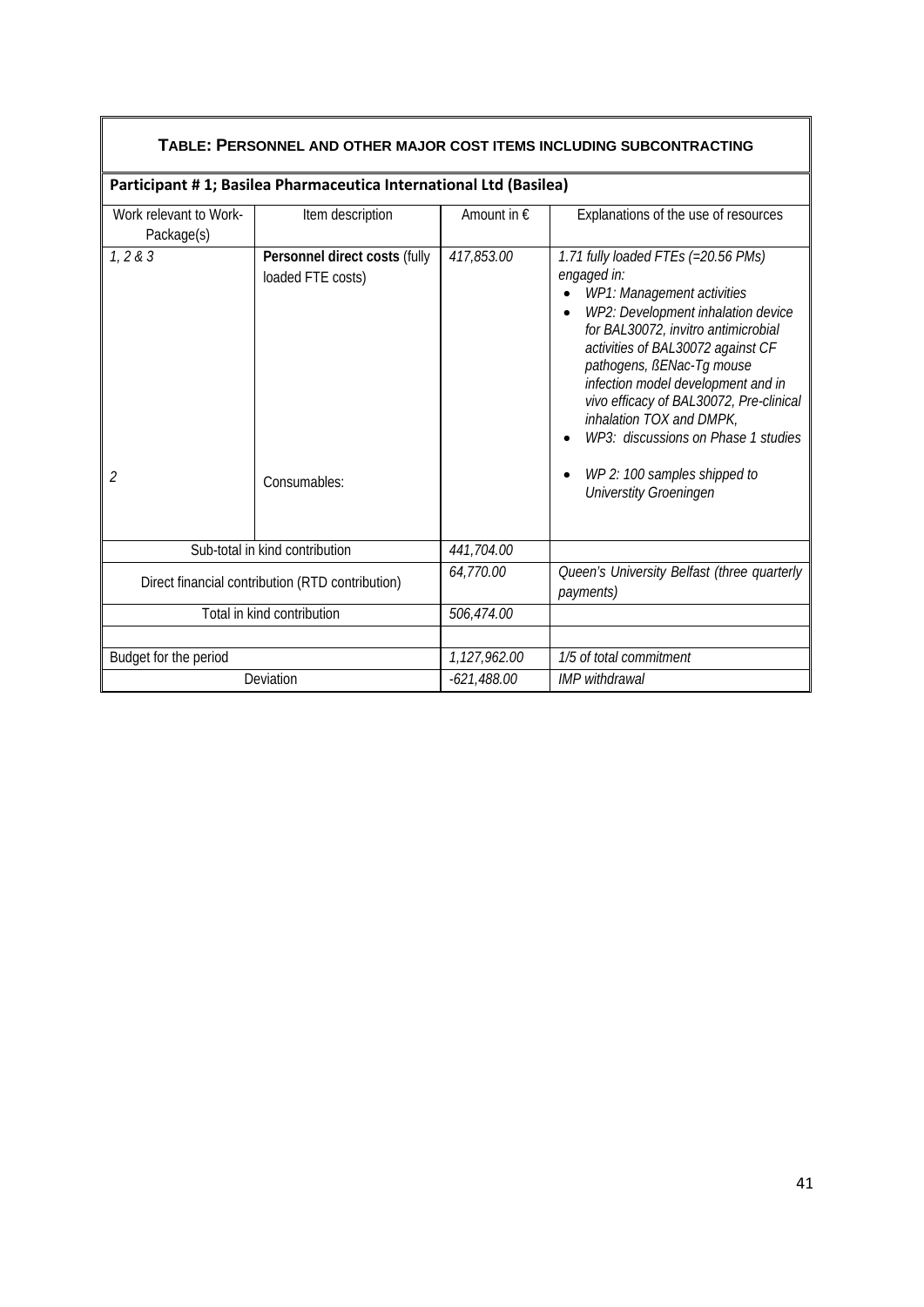| **TABLE: PERSONNEL AND OTHER MAJOR COST ITEMS INCLUDING SUBCONTRACTING** | | | |
|---|---|---|---|
| **Participant # 1; Basilea Pharmaceutica International Ltd (Basilea)** | | | |
| Work relevant to Work-Package(s) | Item description | Amount in € | Explanations of the use of resources |
| *1, 2 & 3* | **Personnel direct costs** (fully loaded FTE costs) | *417,853.00* | *1.71 fully loaded FTEs (=20.56 PMs) engaged in:*<br>• *WP1: Management activities*<br>• *WP2: Development inhalation device for BAL30072, invitro antimicrobial activities of BAL30072 against CF pathogens, ßENac-Tg mouse infection model development and in vivo efficacy of BAL30072, Pre-clinical inhalation TOX and DMPK,*<br>• *WP3: discussions on Phase 1 studies* |
| *2* | Consumables: | | • *WP 2: 100 samples shipped to Universtity Groeningen* |
| Sub-total in kind contribution | | *441,704.00* | |
| Direct financial contribution (RTD contribution) | | *64,770.00* | *Queen's University Belfast (three quarterly payments)* |
| Total in kind contribution | | *506,474.00* | |
| | | | |
| Budget for the period | | *1,127,962.00* | *1/5 of total commitment* |
| Deviation | | *-621,488.00* | *IMP withdrawal* |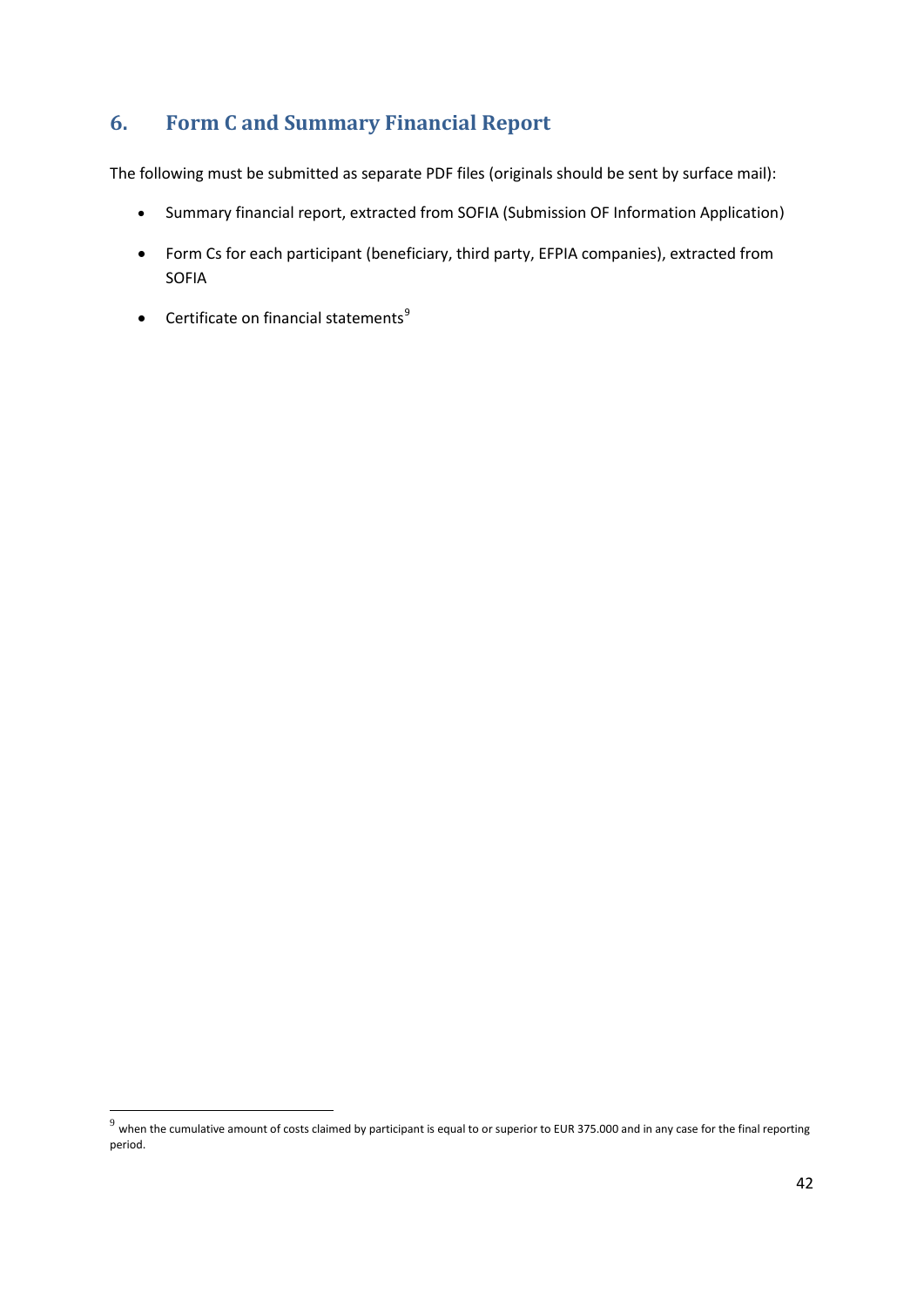## 6. Form C and Summary Financial Report

The following must be submitted as separate PDF files (originals should be sent by surface mail):

- Summary financial report, extracted from SOFIA (Submission OF Information Application)
- Form Cs for each participant (beneficiary, third party, EFPIA companies), extracted from SOFIA
- Certificate on financial statements[9]

[9] when the cumulative amount of costs claimed by participant is equal to or superior to EUR 375.000 and in any case for the final reporting period.